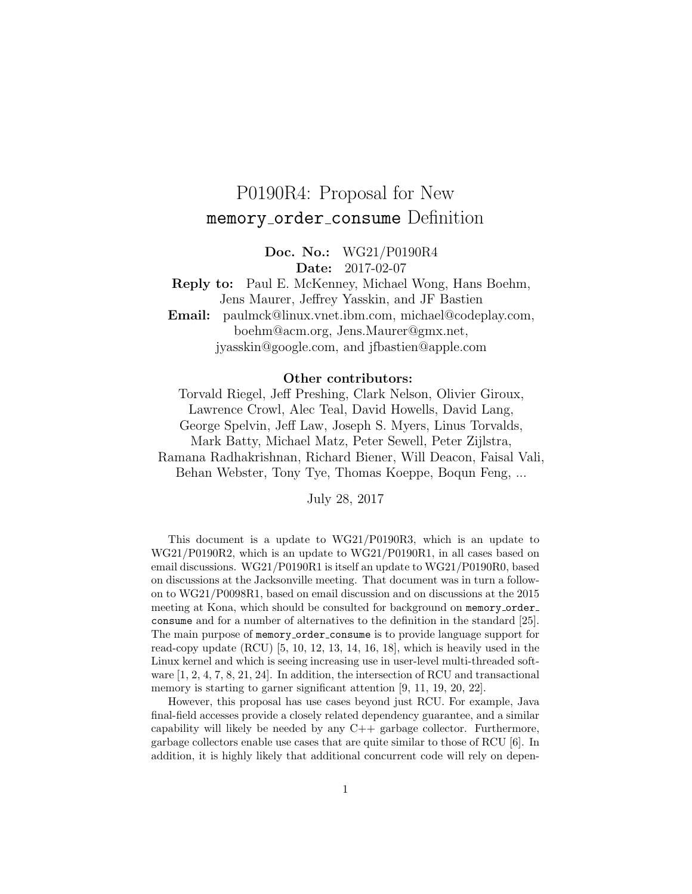# P0190R4: Proposal for New `memory_order_consume` Definition

**Doc. No.:** WG21/P0190R4
**Date:** 2017-02-07
**Reply to:** Paul E. McKenney, Michael Wong, Hans Boehm, Jens Maurer, Jeffrey Yasskin, and JF Bastien
**Email:** paulmck@linux.vnet.ibm.com, michael@codeplay.com, boehm@acm.org, Jens.Maurer@gmx.net, jyasskin@google.com, and jfbastien@apple.com

**Other contributors:**
Torvald Riegel, Jeff Preshing, Clark Nelson, Olivier Giroux, Lawrence Crowl, Alec Teal, David Howells, David Lang, George Spelvin, Jeff Law, Joseph S. Myers, Linus Torvalds, Mark Batty, Michael Matz, Peter Sewell, Peter Zijlstra, Ramana Radhakrishnan, Richard Biener, Will Deacon, Faisal Vali, Behan Webster, Tony Tye, Thomas Koeppe, Boqun Feng, ...

July 28, 2017

This document is a update to WG21/P0190R3, which is an update to WG21/P0190R2, which is an update to WG21/P0190R1, in all cases based on email discussions. WG21/P0190R1 is itself an update to WG21/P0190R0, based on discussions at the Jacksonville meeting. That document was in turn a follow-on to WG21/P0098R1, based on email discussion and on discussions at the 2015 meeting at Kona, which should be consulted for background on `memory_order_consume` and for a number of alternatives to the definition in the standard [25]. The main purpose of `memory_order_consume` is to provide language support for read-copy update (RCU) [5, 10, 12, 13, 14, 16, 18], which is heavily used in the Linux kernel and which is seeing increasing use in user-level multi-threaded software [1, 2, 4, 7, 8, 21, 24]. In addition, the intersection of RCU and transactional memory is starting to garner significant attention [9, 11, 19, 20, 22].

However, this proposal has use cases beyond just RCU. For example, Java final-field accesses provide a closely related dependency guarantee, and a similar capability will likely be needed by any C++ garbage collector. Furthermore, garbage collectors enable use cases that are quite similar to those of RCU [6]. In addition, it is highly likely that additional concurrent code will rely on depen-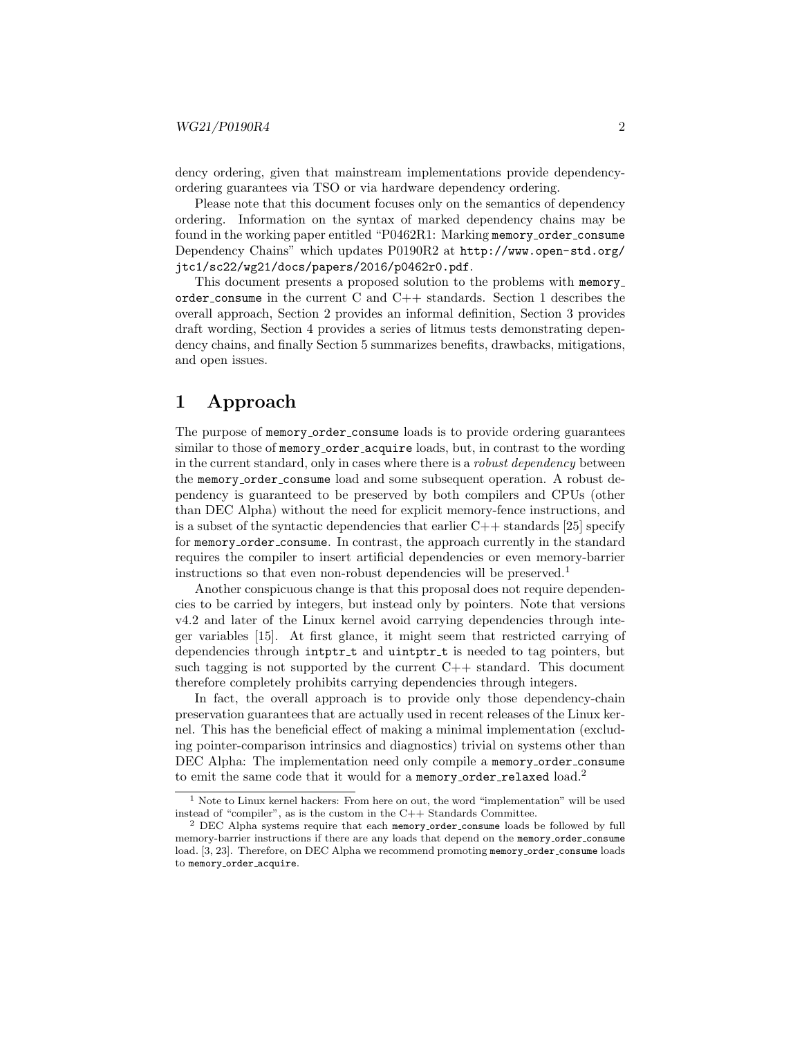dency ordering, given that mainstream implementations provide dependency-ordering guarantees via TSO or via hardware dependency ordering.

Please note that this document focuses only on the semantics of dependency ordering. Information on the syntax of marked dependency chains may be found in the working paper entitled "P0462R1: Marking `memory_order_consume` Dependency Chains" which updates P0190R2 at `http://www.open-std.org/jtc1/sc22/wg21/docs/papers/2016/p0462r0.pdf`.

This document presents a proposed solution to the problems with `memory_order_consume` in the current C and C++ standards. Section 1 describes the overall approach, Section 2 provides an informal definition, Section 3 provides draft wording, Section 4 provides a series of litmus tests demonstrating dependency chains, and finally Section 5 summarizes benefits, drawbacks, mitigations, and open issues.

# 1 Approach

The purpose of `memory_order_consume` loads is to provide ordering guarantees similar to those of `memory_order_acquire` loads, but, in contrast to the wording in the current standard, only in cases where there is a *robust dependency* between the `memory_order_consume` load and some subsequent operation. A robust dependency is guaranteed to be preserved by both compilers and CPUs (other than DEC Alpha) without the need for explicit memory-fence instructions, and is a subset of the syntactic dependencies that earlier C++ standards [25] specify for `memory_order_consume`. In contrast, the approach currently in the standard requires the compiler to insert artificial dependencies or even memory-barrier instructions so that even non-robust dependencies will be preserved.[1]

Another conspicuous change is that this proposal does not require dependencies to be carried by integers, but instead only by pointers. Note that versions v4.2 and later of the Linux kernel avoid carrying dependencies through integer variables [15]. At first glance, it might seem that restricted carrying of dependencies through `intptr_t` and `uintptr_t` is needed to tag pointers, but such tagging is not supported by the current C++ standard. This document therefore completely prohibits carrying dependencies through integers.

In fact, the overall approach is to provide only those dependency-chain preservation guarantees that are actually used in recent releases of the Linux kernel. This has the beneficial effect of making a minimal implementation (excluding pointer-comparison intrinsics and diagnostics) trivial on systems other than DEC Alpha: The implementation need only compile a `memory_order_consume` to emit the same code that it would for a `memory_order_relaxed` load.[2]

---

[1] Note to Linux kernel hackers: From here on out, the word "implementation" will be used instead of "compiler", as is the custom in the C++ Standards Committee.

[2] DEC Alpha systems require that each `memory_order_consume` loads be followed by full memory-barrier instructions if there are any loads that depend on the `memory_order_consume` load. [3, 23]. Therefore, on DEC Alpha we recommend promoting `memory_order_consume` loads to `memory_order_acquire`.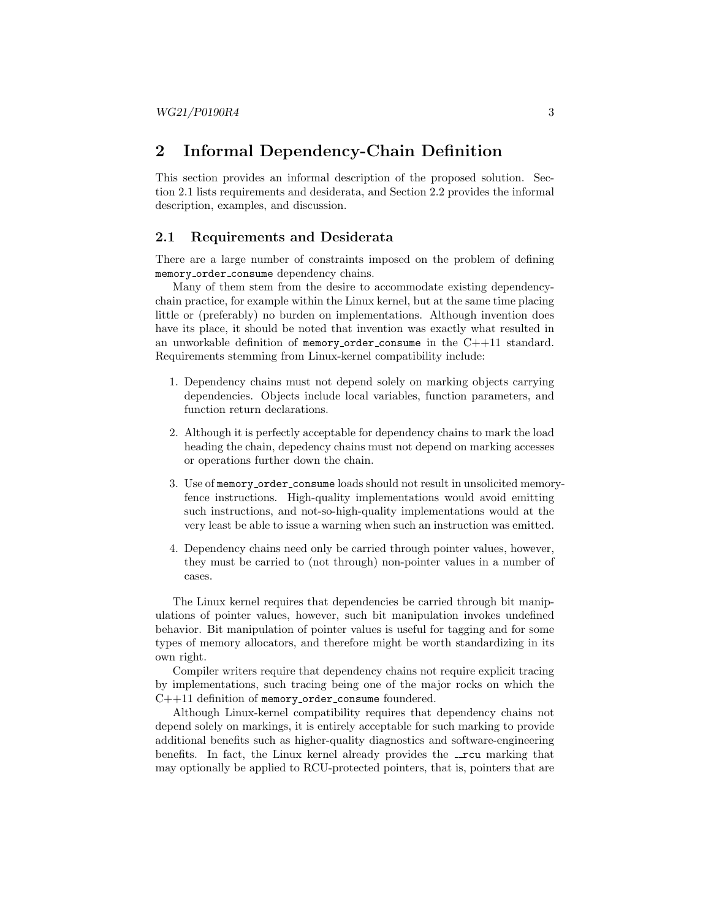## 2 Informal Dependency-Chain Definition

This section provides an informal description of the proposed solution. Section 2.1 lists requirements and desiderata, and Section 2.2 provides the informal description, examples, and discussion.

### 2.1 Requirements and Desiderata

There are a large number of constraints imposed on the problem of defining `memory_order_consume` dependency chains.

Many of them stem from the desire to accommodate existing dependency-chain practice, for example within the Linux kernel, but at the same time placing little or (preferably) no burden on implementations. Although invention does have its place, it should be noted that invention was exactly what resulted in an unworkable definition of `memory_order_consume` in the C++11 standard. Requirements stemming from Linux-kernel compatibility include:

1. Dependency chains must not depend solely on marking objects carrying dependencies. Objects include local variables, function parameters, and function return declarations.
2. Although it is perfectly acceptable for dependency chains to mark the load heading the chain, depedency chains must not depend on marking accesses or operations further down the chain.
3. Use of `memory_order_consume` loads should not result in unsolicited memory-fence instructions. High-quality implementations would avoid emitting such instructions, and not-so-high-quality implementations would at the very least be able to issue a warning when such an instruction was emitted.
4. Dependency chains need only be carried through pointer values, however, they must be carried to (not through) non-pointer values in a number of cases.

The Linux kernel requires that dependencies be carried through bit manipulations of pointer values, however, such bit manipulation invokes undefined behavior. Bit manipulation of pointer values is useful for tagging and for some types of memory allocators, and therefore might be worth standardizing in its own right.

Compiler writers require that dependency chains not require explicit tracing by implementations, such tracing being one of the major rocks on which the C++11 definition of `memory_order_consume` foundered.

Although Linux-kernel compatibility requires that dependency chains not depend solely on markings, it is entirely acceptable for such marking to provide additional benefits such as higher-quality diagnostics and software-engineering benefits. In fact, the Linux kernel already provides the `__rcu` marking that may optionally be applied to RCU-protected pointers, that is, pointers that are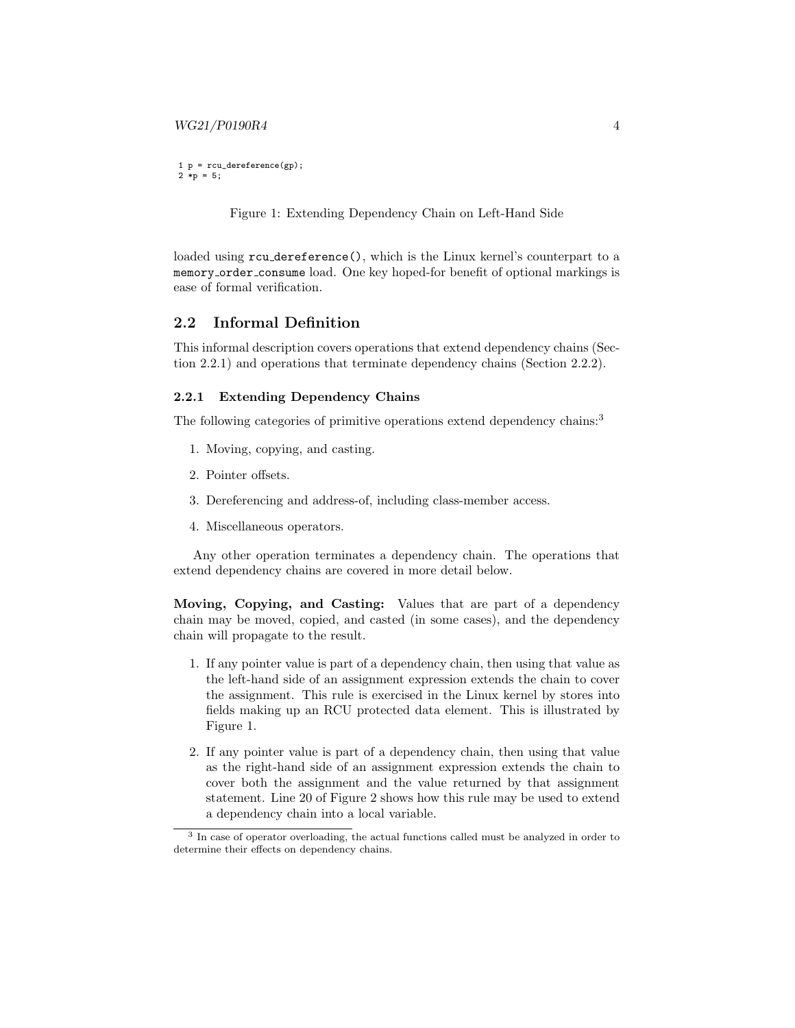```
1 p = rcu_dereference(gp);
2 *p = 5;
```

Figure 1: Extending Dependency Chain on Left-Hand Side

loaded using `rcu_dereference()`, which is the Linux kernel's counterpart to a `memory_order_consume` load. One key hoped-for benefit of optional markings is ease of formal verification.

## 2.2 Informal Definition

This informal description covers operations that extend dependency chains (Section 2.2.1) and operations that terminate dependency chains (Section 2.2.2).

### 2.2.1 Extending Dependency Chains

The following categories of primitive operations extend dependency chains:[3]

1. Moving, copying, and casting.
2. Pointer offsets.
3. Dereferencing and address-of, including class-member access.
4. Miscellaneous operators.

Any other operation terminates a dependency chain. The operations that extend dependency chains are covered in more detail below.

**Moving, Copying, and Casting:** Values that are part of a dependency chain may be moved, copied, and casted (in some cases), and the dependency chain will propagate to the result.

1. If any pointer value is part of a dependency chain, then using that value as the left-hand side of an assignment expression extends the chain to cover the assignment. This rule is exercised in the Linux kernel by stores into fields making up an RCU protected data element. This is illustrated by Figure 1.
2. If any pointer value is part of a dependency chain, then using that value as the right-hand side of an assignment expression extends the chain to cover both the assignment and the value returned by that assignment statement. Line 20 of Figure 2 shows how this rule may be used to extend a dependency chain into a local variable.

[3] In case of operator overloading, the actual functions called must be analyzed in order to determine their effects on dependency chains.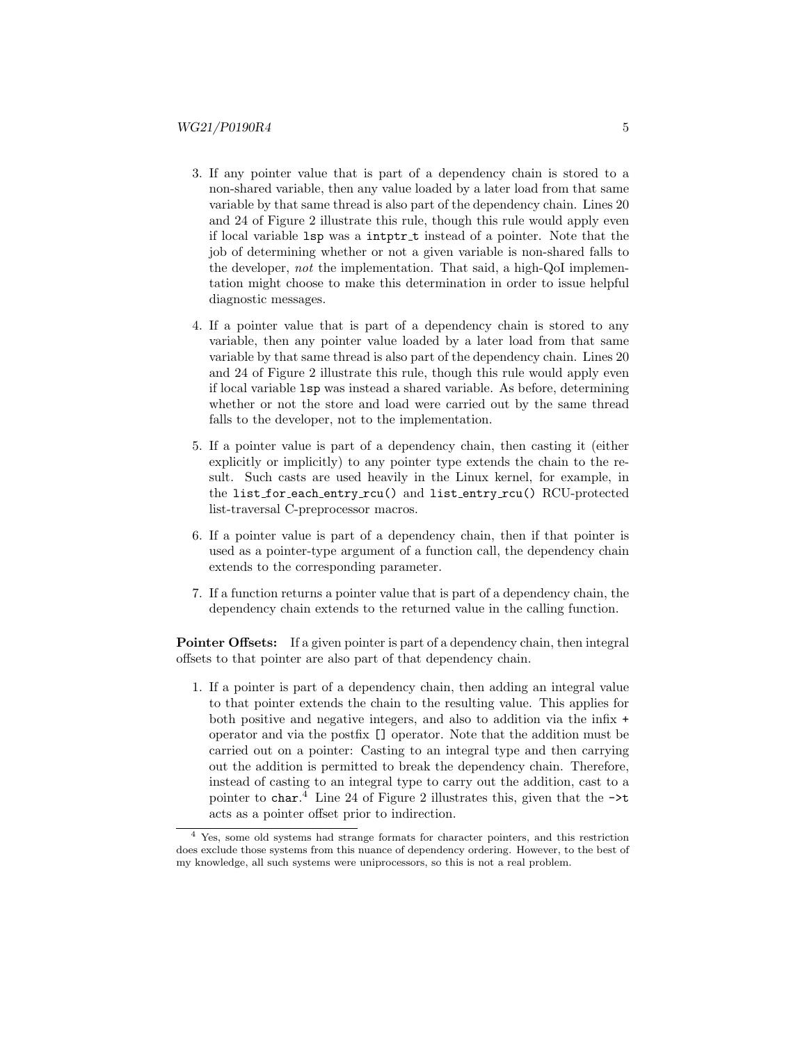3. If any pointer value that is part of a dependency chain is stored to a non-shared variable, then any value loaded by a later load from that same variable by that same thread is also part of the dependency chain. Lines 20 and 24 of Figure 2 illustrate this rule, though this rule would apply even if local variable `lsp` was a `intptr_t` instead of a pointer. Note that the job of determining whether or not a given variable is non-shared falls to the developer, *not* the implementation. That said, a high-QoI implementation might choose to make this determination in order to issue helpful diagnostic messages.

4. If a pointer value that is part of a dependency chain is stored to any variable, then any pointer value loaded by a later load from that same variable by that same thread is also part of the dependency chain. Lines 20 and 24 of Figure 2 illustrate this rule, though this rule would apply even if local variable `lsp` was instead a shared variable. As before, determining whether or not the store and load were carried out by the same thread falls to the developer, not to the implementation.

5. If a pointer value is part of a dependency chain, then casting it (either explicitly or implicitly) to any pointer type extends the chain to the result. Such casts are used heavily in the Linux kernel, for example, in the `list_for_each_entry_rcu()` and `list_entry_rcu()` RCU-protected list-traversal C-preprocessor macros.

6. If a pointer value is part of a dependency chain, then if that pointer is used as a pointer-type argument of a function call, the dependency chain extends to the corresponding parameter.

7. If a function returns a pointer value that is part of a dependency chain, the dependency chain extends to the returned value in the calling function.

**Pointer Offsets:** If a given pointer is part of a dependency chain, then integral offsets to that pointer are also part of that dependency chain.

1. If a pointer is part of a dependency chain, then adding an integral value to that pointer extends the chain to the resulting value. This applies for both positive and negative integers, and also to addition via the infix `+` operator and via the postfix `[]` operator. Note that the addition must be carried out on a pointer: Casting to an integral type and then carrying out the addition is permitted to break the dependency chain. Therefore, instead of casting to an integral type to carry out the addition, cast to a pointer to `char`.[4] Line 24 of Figure 2 illustrates this, given that the `->t` acts as a pointer offset prior to indirection.

[4] Yes, some old systems had strange formats for character pointers, and this restriction does exclude those systems from this nuance of dependency ordering. However, to the best of my knowledge, all such systems were uniprocessors, so this is not a real problem.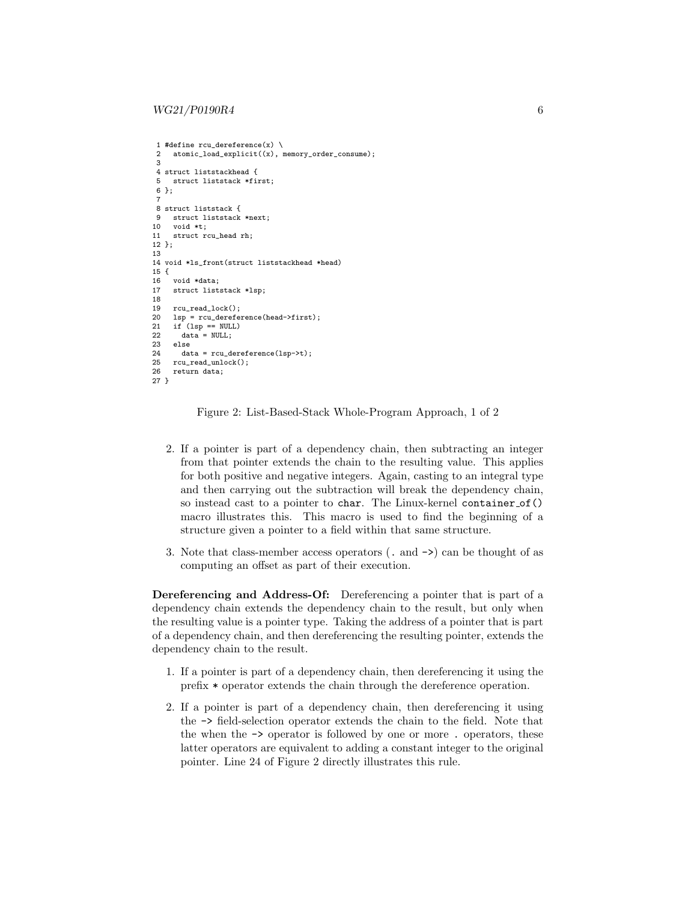```
 1 #define rcu_dereference(x) \
 2   atomic_load_explicit((x), memory_order_consume);
 3
 4 struct liststackhead {
 5   struct liststack *first;
 6 };
 7
 8 struct liststack {
 9   struct liststack *next;
10   void *t;
11   struct rcu_head rh;
12 };
13
14 void *ls_front(struct liststackhead *head)
15 {
16   void *data;
17   struct liststack *lsp;
18
19   rcu_read_lock();
20   lsp = rcu_dereference(head->first);
21   if (lsp == NULL)
22     data = NULL;
23   else
24     data = rcu_dereference(lsp->t);
25   rcu_read_unlock();
26   return data;
27 }
```

Figure 2: List-Based-Stack Whole-Program Approach, 1 of 2

2. If a pointer is part of a dependency chain, then subtracting an integer from that pointer extends the chain to the resulting value. This applies for both positive and negative integers. Again, casting to an integral type and then carrying out the subtraction will break the dependency chain, so instead cast to a pointer to `char`. The Linux-kernel `container_of()` macro illustrates this. This macro is used to find the beginning of a structure given a pointer to a field within that same structure.

3. Note that class-member access operators (`.` and `->`) can be thought of as computing an offset as part of their execution.

**Dereferencing and Address-Of:** Dereferencing a pointer that is part of a dependency chain extends the dependency chain to the result, but only when the resulting value is a pointer type. Taking the address of a pointer that is part of a dependency chain, and then dereferencing the resulting pointer, extends the dependency chain to the result.

1. If a pointer is part of a dependency chain, then dereferencing it using the prefix `*` operator extends the chain through the dereference operation.

2. If a pointer is part of a dependency chain, then dereferencing it using the `->` field-selection operator extends the chain to the field. Note that the when the `->` operator is followed by one or more `.` operators, these latter operators are equivalent to adding a constant integer to the original pointer. Line 24 of Figure 2 directly illustrates this rule.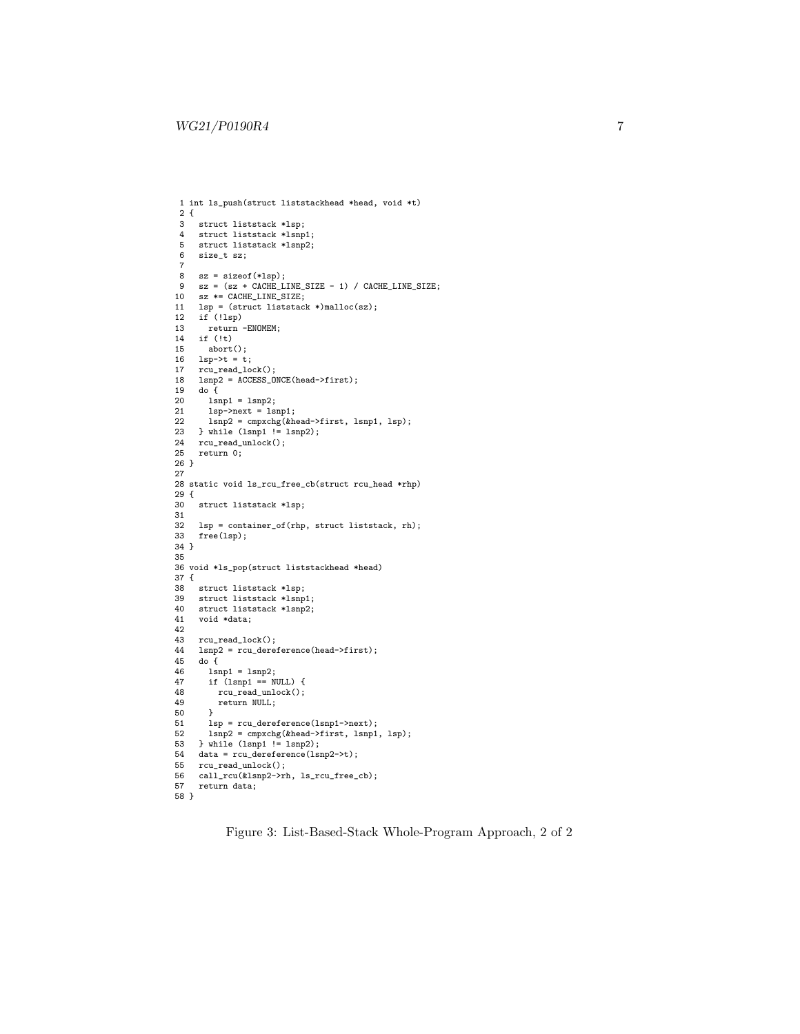```
 1 int ls_push(struct liststackhead *head, void *t)
 2 {
 3   struct liststack *lsp;
 4   struct liststack *lsnp1;
 5   struct liststack *lsnp2;
 6   size_t sz;
 7
 8   sz = sizeof(*lsp);
 9   sz = (sz + CACHE_LINE_SIZE - 1) / CACHE_LINE_SIZE;
10   sz *= CACHE_LINE_SIZE;
11   lsp = (struct liststack *)malloc(sz);
12   if (!lsp)
13     return -ENOMEM;
14   if (!t)
15     abort();
16   lsp->t = t;
17   rcu_read_lock();
18   lsnp2 = ACCESS_ONCE(head->first);
19   do {
20     lsnp1 = lsnp2;
21     lsp->next = lsnp1;
22     lsnp2 = cmpxchg(&head->first, lsnp1, lsp);
23   } while (lsnp1 != lsnp2);
24   rcu_read_unlock();
25   return 0;
26 }
27
28 static void ls_rcu_free_cb(struct rcu_head *rhp)
29 {
30   struct liststack *lsp;
31
32   lsp = container_of(rhp, struct liststack, rh);
33   free(lsp);
34 }
35
36 void *ls_pop(struct liststackhead *head)
37 {
38   struct liststack *lsp;
39   struct liststack *lsnp1;
40   struct liststack *lsnp2;
41   void *data;
42
43   rcu_read_lock();
44   lsnp2 = rcu_dereference(head->first);
45   do {
46     lsnp1 = lsnp2;
47     if (lsnp1 == NULL) {
48       rcu_read_unlock();
49       return NULL;
50     }
51     lsp = rcu_dereference(lsnp1->next);
52     lsnp2 = cmpxchg(&head->first, lsnp1, lsp);
53   } while (lsnp1 != lsnp2);
54   data = rcu_dereference(lsnp2->t);
55   rcu_read_unlock();
56   call_rcu(&lsnp2->rh, ls_rcu_free_cb);
57   return data;
58 }
```

Figure 3: List-Based-Stack Whole-Program Approach, 2 of 2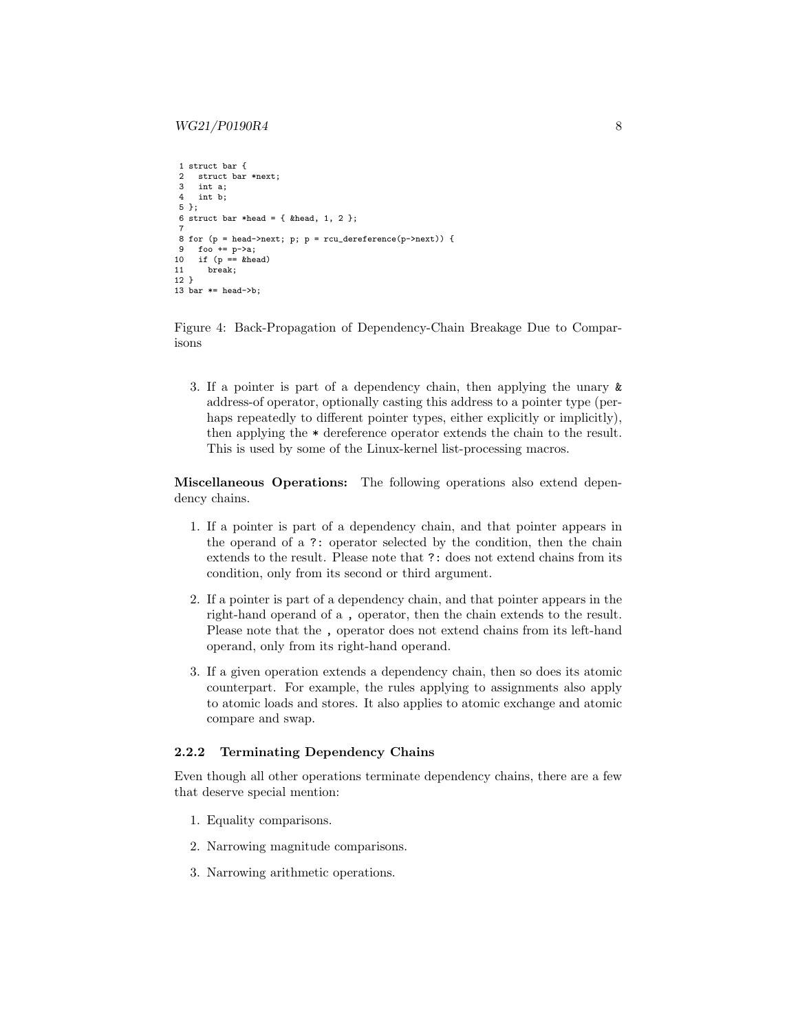```
 1 struct bar {
 2   struct bar *next;
 3   int a;
 4   int b;
 5 };
 6 struct bar *head = { &head, 1, 2 };
 7
 8 for (p = head->next; p; p = rcu_dereference(p->next)) {
 9   foo += p->a;
10   if (p == &head)
11     break;
12 }
13 bar *= head->b;
```

Figure 4: Back-Propagation of Dependency-Chain Breakage Due to Comparisons

3. If a pointer is part of a dependency chain, then applying the unary `&` address-of operator, optionally casting this address to a pointer type (perhaps repeatedly to different pointer types, either explicitly or implicitly), then applying the `*` dereference operator extends the chain to the result. This is used by some of the Linux-kernel list-processing macros.

**Miscellaneous Operations:** The following operations also extend dependency chains.

1. If a pointer is part of a dependency chain, and that pointer appears in the operand of a `?:` operator selected by the condition, then the chain extends to the result. Please note that `?:` does not extend chains from its condition, only from its second or third argument.

2. If a pointer is part of a dependency chain, and that pointer appears in the right-hand operand of a `,` operator, then the chain extends to the result. Please note that the `,` operator does not extend chains from its left-hand operand, only from its right-hand operand.

3. If a given operation extends a dependency chain, then so does its atomic counterpart. For example, the rules applying to assignments also apply to atomic loads and stores. It also applies to atomic exchange and atomic compare and swap.

### 2.2.2 Terminating Dependency Chains

Even though all other operations terminate dependency chains, there are a few that deserve special mention:

1. Equality comparisons.

2. Narrowing magnitude comparisons.

3. Narrowing arithmetic operations.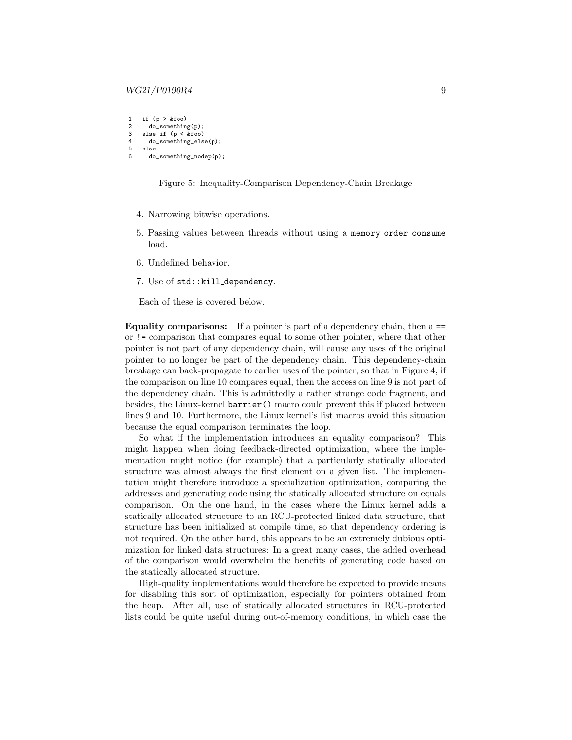```
1  if (p > &foo)
2    do_something(p);
3  else if (p < &foo)
4    do_something_else(p);
5  else
6    do_something_nodep(p);
```

Figure 5: Inequality-Comparison Dependency-Chain Breakage

4. Narrowing bitwise operations.
5. Passing values between threads without using a `memory_order_consume` load.
6. Undefined behavior.
7. Use of `std::kill_dependency`.

Each of these is covered below.

**Equality comparisons:** If a pointer is part of a dependency chain, then a `==` or `!=` comparison that compares equal to some other pointer, where that other pointer is not part of any dependency chain, will cause any uses of the original pointer to no longer be part of the dependency chain. This dependency-chain breakage can back-propagate to earlier uses of the pointer, so that in Figure 4, if the comparison on line 10 compares equal, then the access on line 9 is not part of the dependency chain. This is admittedly a rather strange code fragment, and besides, the Linux-kernel `barrier()` macro could prevent this if placed between lines 9 and 10. Furthermore, the Linux kernel's list macros avoid this situation because the equal comparison terminates the loop.

So what if the implementation introduces an equality comparison? This might happen when doing feedback-directed optimization, where the implementation might notice (for example) that a particularly statically allocated structure was almost always the first element on a given list. The implementation might therefore introduce a specialization optimization, comparing the addresses and generating code using the statically allocated structure on equals comparison. On the one hand, in the cases where the Linux kernel adds a statically allocated structure to an RCU-protected linked data structure, that structure has been initialized at compile time, so that dependency ordering is not required. On the other hand, this appears to be an extremely dubious optimization for linked data structures: In a great many cases, the added overhead of the comparison would overwhelm the benefits of generating code based on the statically allocated structure.

High-quality implementations would therefore be expected to provide means for disabling this sort of optimization, especially for pointers obtained from the heap. After all, use of statically allocated structures in RCU-protected lists could be quite useful during out-of-memory conditions, in which case the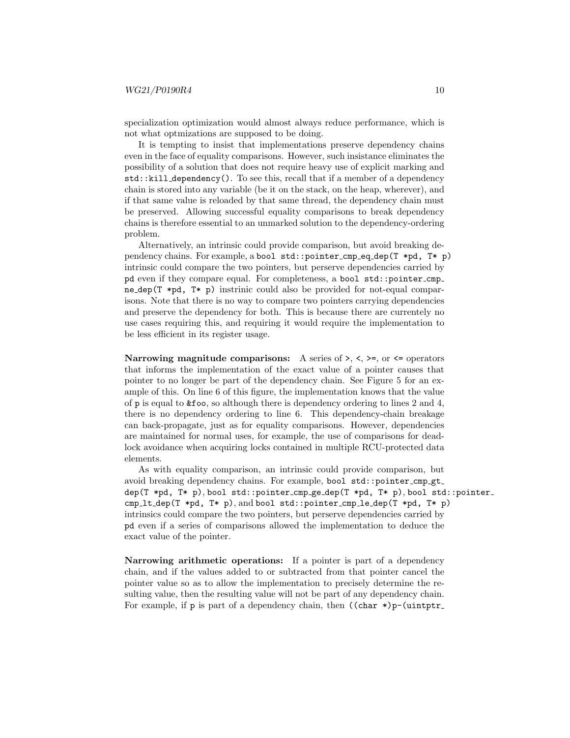specialization optimization would almost always reduce performance, which is not what optmizations are supposed to be doing.

It is tempting to insist that implementations preserve dependency chains even in the face of equality comparisons. However, such insistance eliminates the possibility of a solution that does not require heavy use of explicit marking and `std::kill_dependency()`. To see this, recall that if a member of a dependency chain is stored into any variable (be it on the stack, on the heap, wherever), and if that same value is reloaded by that same thread, the dependency chain must be preserved. Allowing successful equality comparisons to break dependency chains is therefore essential to an unmarked solution to the dependency-ordering problem.

Alternatively, an intrinsic could provide comparison, but avoid breaking dependency chains. For example, a `bool std::pointer_cmp_eq_dep(T *pd, T* p)` intrinsic could compare the two pointers, but perserve dependencies carried by `pd` even if they compare equal. For completeness, a `bool std::pointer_cmp_ne_dep(T *pd, T* p)` instrinic could also be provided for not-equal comparisons. Note that there is no way to compare two pointers carrying dependencies and preserve the dependency for both. This is because there are currentely no use cases requiring this, and requiring it would require the implementation to be less efficient in its register usage.

**Narrowing magnitude comparisons:** A series of `>`, `<`, `>=`, or `<=` operators that informs the implementation of the exact value of a pointer causes that pointer to no longer be part of the dependency chain. See Figure 5 for an example of this. On line 6 of this figure, the implementation knows that the value of `p` is equal to `&foo`, so although there is dependency ordering to lines 2 and 4, there is no dependency ordering to line 6. This dependency-chain breakage can back-propagate, just as for equality comparisons. However, dependencies are maintained for normal uses, for example, the use of comparisons for deadlock avoidance when acquiring locks contained in multiple RCU-protected data elements.

As with equality comparison, an intrinsic could provide comparison, but avoid breaking dependency chains. For example, `bool std::pointer_cmp_gt_dep(T *pd, T* p)`, `bool std::pointer_cmp_ge_dep(T *pd, T* p)`, `bool std::pointer_cmp_lt_dep(T *pd, T* p)`, and `bool std::pointer_cmp_le_dep(T *pd, T* p)` intrinsics could compare the two pointers, but perserve dependencies carried by `pd` even if a series of comparisons allowed the implementation to deduce the exact value of the pointer.

**Narrowing arithmetic operations:** If a pointer is part of a dependency chain, and if the values added to or subtracted from that pointer cancel the pointer value so as to allow the implementation to precisely determine the resulting value, then the resulting value will not be part of any dependency chain. For example, if `p` is part of a dependency chain, then `((char *)p-(uintptr_`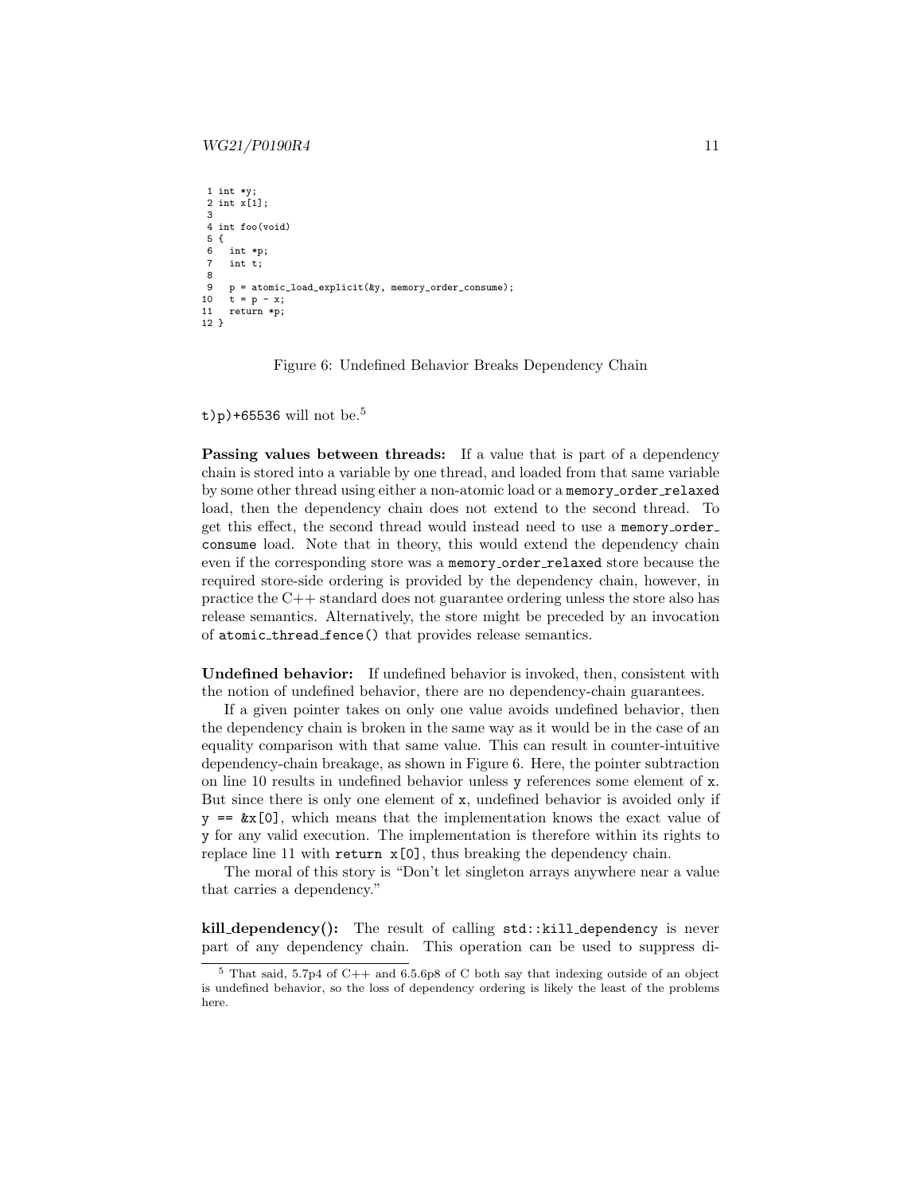```
 1 int *y;
 2 int x[1];
 3
 4 int foo(void)
 5 {
 6   int *p;
 7   int t;
 8
 9   p = atomic_load_explicit(&y, memory_order_consume);
10   t = p - x;
11   return *p;
12 }
```

Figure 6: Undefined Behavior Breaks Dependency Chain

`t)p)+65536` will not be.[5]

**Passing values between threads:** If a value that is part of a dependency chain is stored into a variable by one thread, and loaded from that same variable by some other thread using either a non-atomic load or a `memory_order_relaxed` load, then the dependency chain does not extend to the second thread. To get this effect, the second thread would instead need to use a `memory_order_consume` load. Note that in theory, this would extend the dependency chain even if the corresponding store was a `memory_order_relaxed` store because the required store-side ordering is provided by the dependency chain, however, in practice the C++ standard does not guarantee ordering unless the store also has release semantics. Alternatively, the store might be preceded by an invocation of `atomic_thread_fence()` that provides release semantics.

**Undefined behavior:** If undefined behavior is invoked, then, consistent with the notion of undefined behavior, there are no dependency-chain guarantees.

If a given pointer takes on only one value avoids undefined behavior, then the dependency chain is broken in the same way as it would be in the case of an equality comparison with that same value. This can result in counter-intuitive dependency-chain breakage, as shown in Figure 6. Here, the pointer subtraction on line 10 results in undefined behavior unless `y` references some element of `x`. But since there is only one element of `x`, undefined behavior is avoided only if `y == &x[0]`, which means that the implementation knows the exact value of `y` for any valid execution. The implementation is therefore within its rights to replace line 11 with `return x[0]`, thus breaking the dependency chain.

The moral of this story is "Don't let singleton arrays anywhere near a value that carries a dependency."

**kill_dependency():** The result of calling `std::kill_dependency` is never part of any dependency chain. This operation can be used to suppress di-

[5] That said, 5.7p4 of C++ and 6.5.6p8 of C both say that indexing outside of an object is undefined behavior, so the loss of dependency ordering is likely the least of the problems here.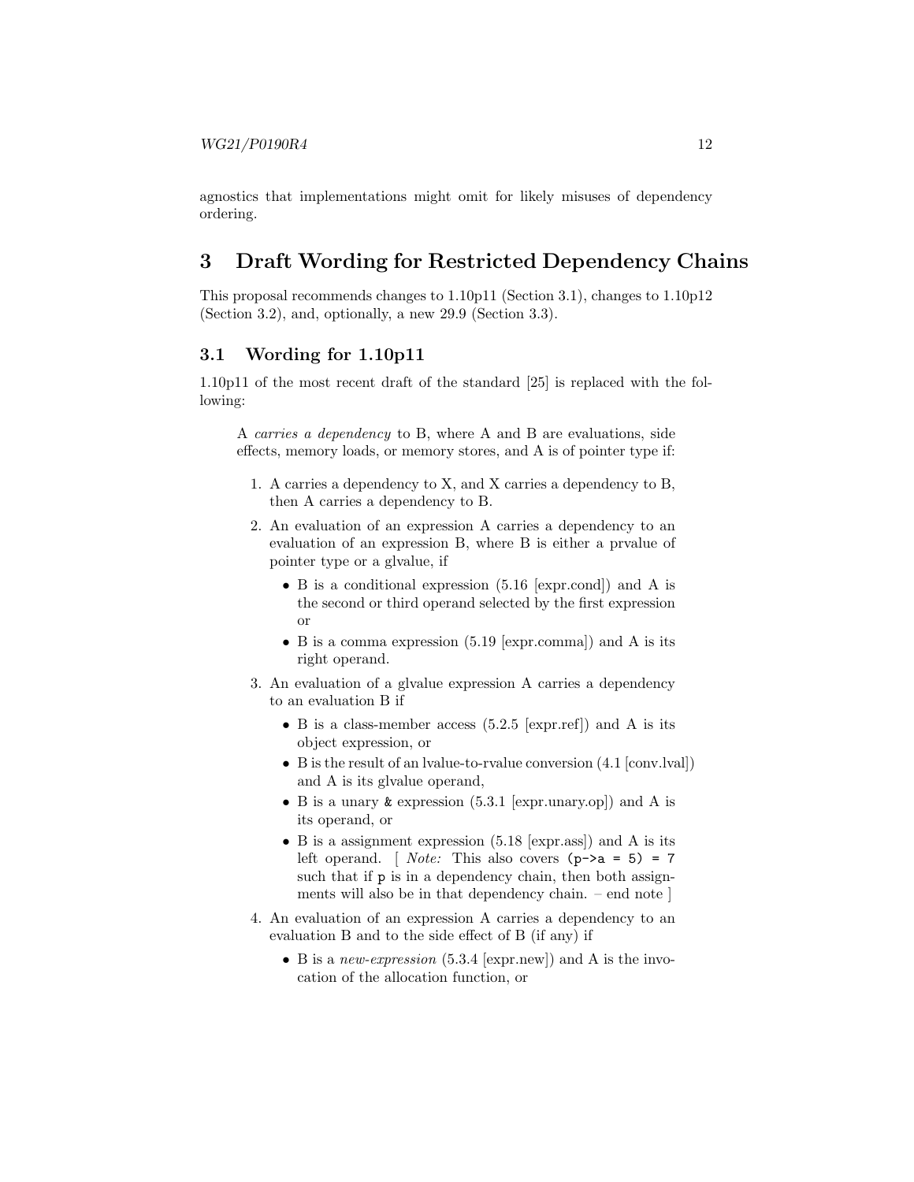agnostics that implementations might omit for likely misuses of dependency ordering.

# 3 Draft Wording for Restricted Dependency Chains

This proposal recommends changes to 1.10p11 (Section 3.1), changes to 1.10p12 (Section 3.2), and, optionally, a new 29.9 (Section 3.3).

## 3.1 Wording for 1.10p11

1.10p11 of the most recent draft of the standard [25] is replaced with the following:

> A *carries a dependency* to B, where A and B are evaluations, side effects, memory loads, or memory stores, and A is of pointer type if:
>
> 1. A carries a dependency to X, and X carries a dependency to B, then A carries a dependency to B.
> 2. An evaluation of an expression A carries a dependency to an evaluation of an expression B, where B is either a prvalue of pointer type or a glvalue, if
>    - B is a conditional expression (5.16 [expr.cond]) and A is the second or third operand selected by the first expression or
>    - B is a comma expression (5.19 [expr.comma]) and A is its right operand.
> 3. An evaluation of a glvalue expression A carries a dependency to an evaluation B if
>    - B is a class-member access (5.2.5 [expr.ref]) and A is its object expression, or
>    - B is the result of an lvalue-to-rvalue conversion (4.1 [conv.lval]) and A is its glvalue operand,
>    - B is a unary `&` expression (5.3.1 [expr.unary.op]) and A is its operand, or
>    - B is a assignment expression (5.18 [expr.ass]) and A is its left operand. [ *Note:* This also covers `(p->a = 5) = 7` such that if `p` is in a dependency chain, then both assignments will also be in that dependency chain. – end note ]
> 4. An evaluation of an expression A carries a dependency to an evaluation B and to the side effect of B (if any) if
>    - B is a *new-expression* (5.3.4 [expr.new]) and A is the invocation of the allocation function, or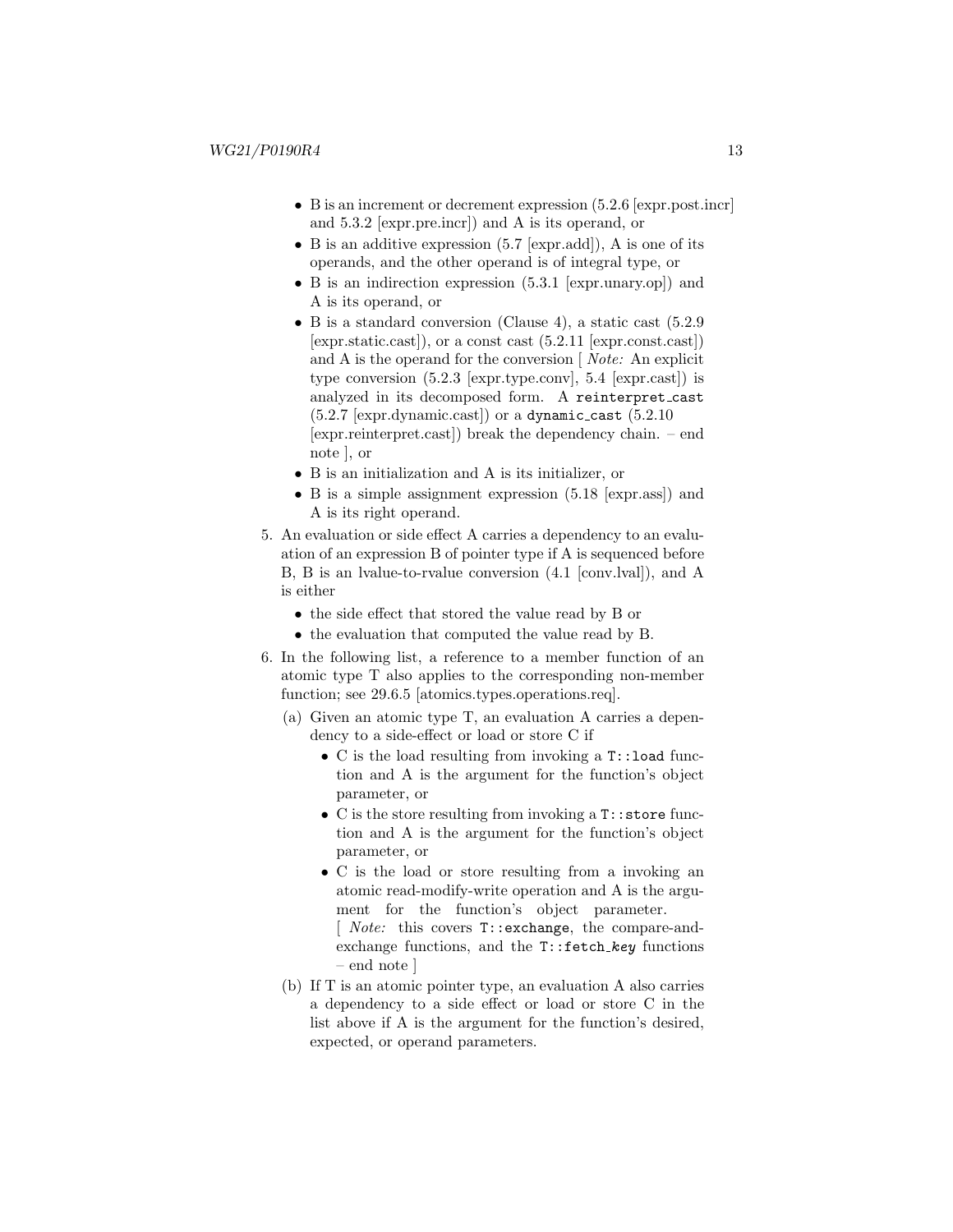- B is an increment or decrement expression (5.2.6 [expr.post.incr] and 5.3.2 [expr.pre.incr]) and A is its operand, or
- B is an additive expression (5.7 [expr.add]), A is one of its operands, and the other operand is of integral type, or
- B is an indirection expression (5.3.1 [expr.unary.op]) and A is its operand, or
- B is a standard conversion (Clause 4), a static cast (5.2.9 [expr.static.cast]), or a const cast (5.2.11 [expr.const.cast]) and A is the operand for the conversion [ *Note:* An explicit type conversion (5.2.3 [expr.type.conv], 5.4 [expr.cast]) is analyzed in its decomposed form. A `reinterpret_cast` (5.2.7 [expr.dynamic.cast]) or a `dynamic_cast` (5.2.10 [expr.reinterpret.cast]) break the dependency chain. – end note ], or
- B is an initialization and A is its initializer, or
- B is a simple assignment expression (5.18 [expr.ass]) and A is its right operand.

5. An evaluation or side effect A carries a dependency to an evaluation of an expression B of pointer type if A is sequenced before B, B is an lvalue-to-rvalue conversion (4.1 [conv.lval]), and A is either
   - the side effect that stored the value read by B or
   - the evaluation that computed the value read by B.

6. In the following list, a reference to a member function of an atomic type T also applies to the corresponding non-member function; see 29.6.5 [atomics.types.operations.req].
   (a) Given an atomic type T, an evaluation A carries a dependency to a side-effect or load or store C if
      - C is the load resulting from invoking a `T::load` function and A is the argument for the function's object parameter, or
      - C is the store resulting from invoking a `T::store` function and A is the argument for the function's object parameter, or
      - C is the load or store resulting from a invoking an atomic read-modify-write operation and A is the argument for the function's object parameter. [ *Note:* this covers `T::exchange`, the compare-and-exchange functions, and the `T::fetch_`*`key`* functions – end note ]

   (b) If T is an atomic pointer type, an evaluation A also carries a dependency to a side effect or load or store C in the list above if A is the argument for the function's desired, expected, or operand parameters.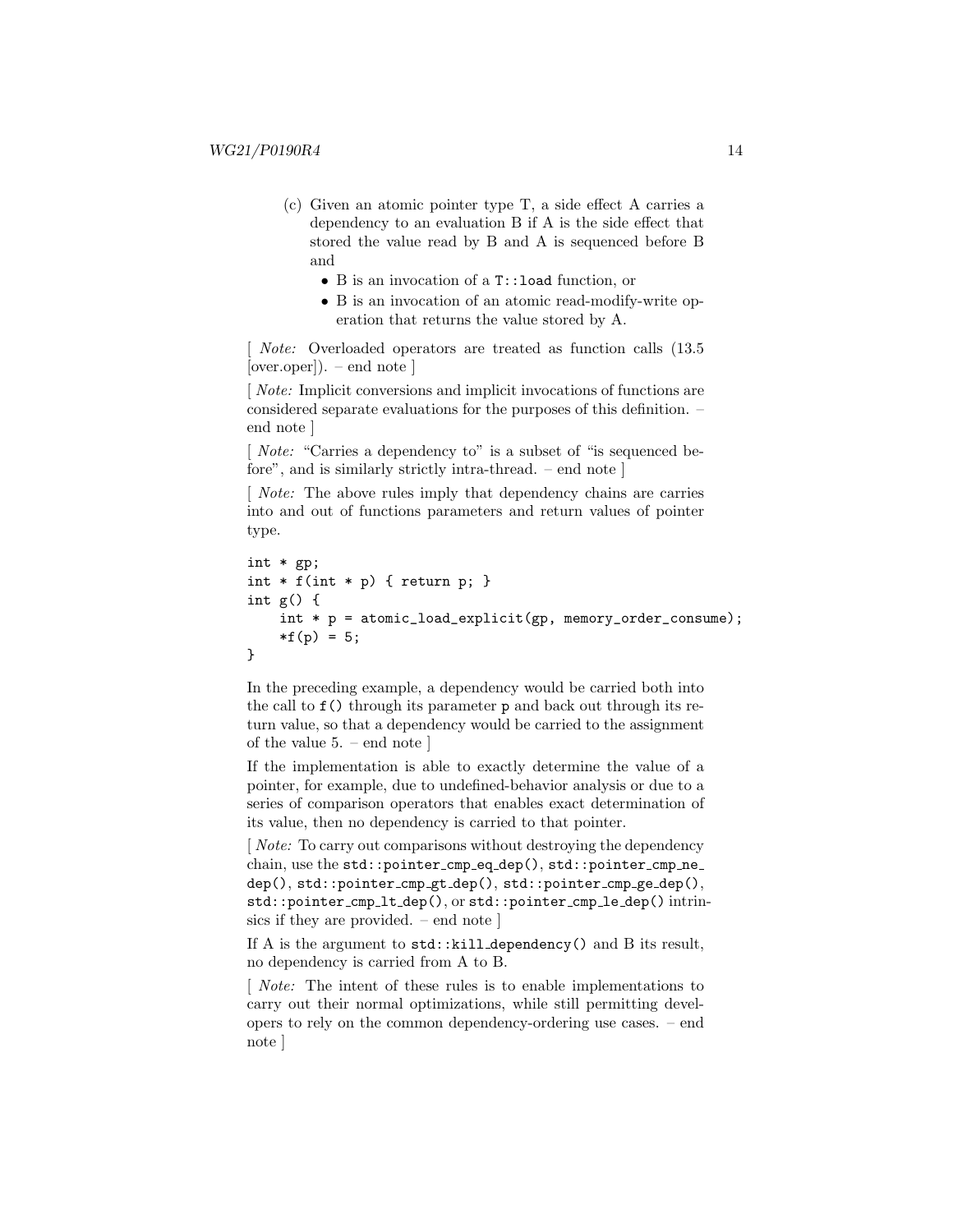(c) Given an atomic pointer type T, a side effect A carries a dependency to an evaluation B if A is the side effect that stored the value read by B and A is sequenced before B and

- B is an invocation of a `T::load` function, or
- B is an invocation of an atomic read-modify-write operation that returns the value stored by A.

[ *Note:* Overloaded operators are treated as function calls (13.5 [over.oper]). – end note ]

[ *Note:* Implicit conversions and implicit invocations of functions are considered separate evaluations for the purposes of this definition. – end note ]

[ *Note:* "Carries a dependency to" is a subset of "is sequenced before", and is similarly strictly intra-thread. – end note ]

[ *Note:* The above rules imply that dependency chains are carries into and out of functions parameters and return values of pointer type.

```
int * gp;
int * f(int * p) { return p; }
int g() {
    int * p = atomic_load_explicit(gp, memory_order_consume);
    *f(p) = 5;
}
```

In the preceding example, a dependency would be carried both into the call to `f()` through its parameter `p` and back out through its return value, so that a dependency would be carried to the assignment of the value 5. – end note ]

If the implementation is able to exactly determine the value of a pointer, for example, due to undefined-behavior analysis or due to a series of comparison operators that enables exact determination of its value, then no dependency is carried to that pointer.

[ *Note:* To carry out comparisons without destroying the dependency chain, use the `std::pointer_cmp_eq_dep()`, `std::pointer_cmp_ne_dep()`, `std::pointer_cmp_gt_dep()`, `std::pointer_cmp_ge_dep()`, `std::pointer_cmp_lt_dep()`, or `std::pointer_cmp_le_dep()` intrinsics if they are provided. – end note ]

If A is the argument to `std::kill_dependency()` and B its result, no dependency is carried from A to B.

[ *Note:* The intent of these rules is to enable implementations to carry out their normal optimizations, while still permitting developers to rely on the common dependency-ordering use cases. – end note ]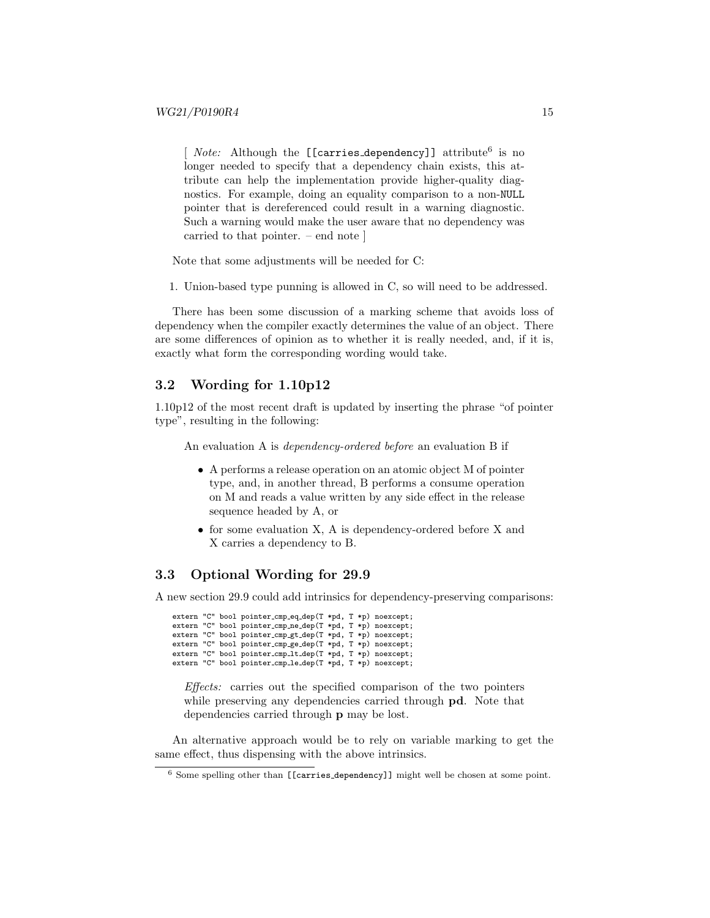[ *Note:* Although the `[[carries_dependency]]` attribute[6] is no longer needed to specify that a dependency chain exists, this attribute can help the implementation provide higher-quality diagnostics. For example, doing an equality comparison to a non-`NULL` pointer that is dereferenced could result in a warning diagnostic. Such a warning would make the user aware that no dependency was carried to that pointer. – end note ]

Note that some adjustments will be needed for C:

1. Union-based type punning is allowed in C, so will need to be addressed.

There has been some discussion of a marking scheme that avoids loss of dependency when the compiler exactly determines the value of an object. There are some differences of opinion as to whether it is really needed, and, if it is, exactly what form the corresponding wording would take.

## 3.2 Wording for 1.10p12

1.10p12 of the most recent draft is updated by inserting the phrase "of pointer type", resulting in the following:

> An evaluation A is *dependency-ordered before* an evaluation B if
>
> - A performs a release operation on an atomic object M of pointer type, and, in another thread, B performs a consume operation on M and reads a value written by any side effect in the release sequence headed by A, or
> - for some evaluation X, A is dependency-ordered before X and X carries a dependency to B.

## 3.3 Optional Wording for 29.9

A new section 29.9 could add intrinsics for dependency-preserving comparisons:

```
extern "C" bool pointer_cmp_eq_dep(T *pd, T *p) noexcept;
extern "C" bool pointer_cmp_ne_dep(T *pd, T *p) noexcept;
extern "C" bool pointer_cmp_gt_dep(T *pd, T *p) noexcept;
extern "C" bool pointer_cmp_ge_dep(T *pd, T *p) noexcept;
extern "C" bool pointer_cmp_lt_dep(T *pd, T *p) noexcept;
extern "C" bool pointer_cmp_le_dep(T *pd, T *p) noexcept;
```

> *Effects:* carries out the specified comparison of the two pointers while preserving any dependencies carried through **pd**. Note that dependencies carried through **p** may be lost.

An alternative approach would be to rely on variable marking to get the same effect, thus dispensing with the above intrinsics.

---

[6] Some spelling other than `[[carries_dependency]]` might well be chosen at some point.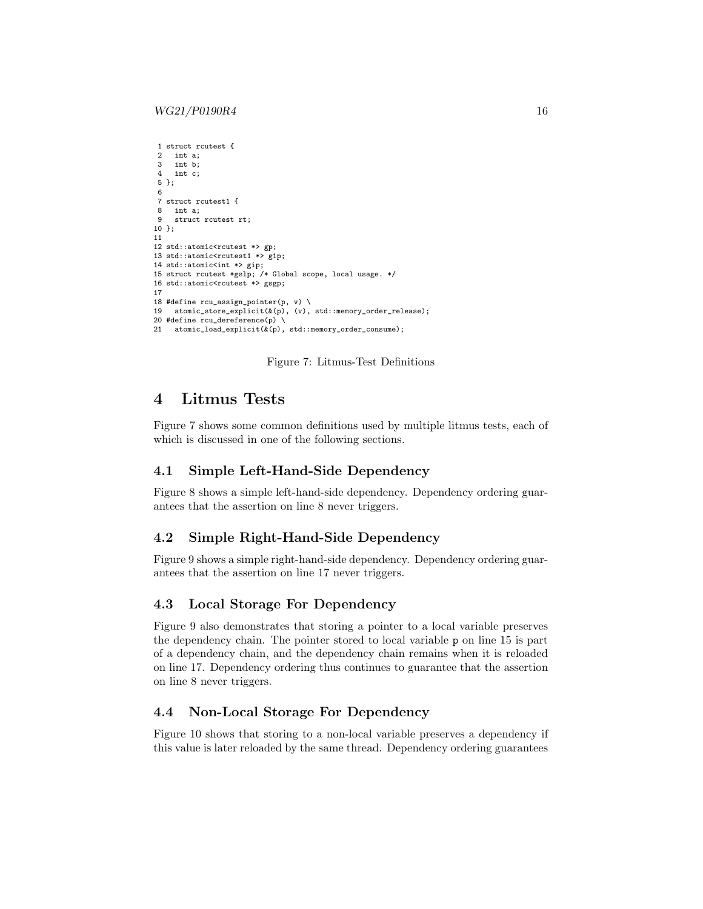```
 1 struct rcutest {
 2   int a;
 3   int b;
 4   int c;
 5 };
 6
 7 struct rcutest1 {
 8   int a;
 9   struct rcutest rt;
10 };
11
12 std::atomic<rcutest *> gp;
13 std::atomic<rcutest1 *> g1p;
14 std::atomic<int *> gip;
15 struct rcutest *gslp; /* Global scope, local usage. */
16 std::atomic<rcutest *> gsgp;
17
18 #define rcu_assign_pointer(p, v) \
19   atomic_store_explicit(&(p), (v), std::memory_order_release);
20 #define rcu_dereference(p) \
21   atomic_load_explicit(&(p), std::memory_order_consume);
```

Figure 7: Litmus-Test Definitions

# 4 Litmus Tests

Figure 7 shows some common definitions used by multiple litmus tests, each of which is discussed in one of the following sections.

## 4.1 Simple Left-Hand-Side Dependency

Figure 8 shows a simple left-hand-side dependency. Dependency ordering guarantees that the assertion on line 8 never triggers.

## 4.2 Simple Right-Hand-Side Dependency

Figure 9 shows a simple right-hand-side dependency. Dependency ordering guarantees that the assertion on line 17 never triggers.

## 4.3 Local Storage For Dependency

Figure 9 also demonstrates that storing a pointer to a local variable preserves the dependency chain. The pointer stored to local variable p on line 15 is part of a dependency chain, and the dependency chain remains when it is reloaded on line 17. Dependency ordering thus continues to guarantee that the assertion on line 8 never triggers.

## 4.4 Non-Local Storage For Dependency

Figure 10 shows that storing to a non-local variable preserves a dependency if this value is later reloaded by the same thread. Dependency ordering guarantees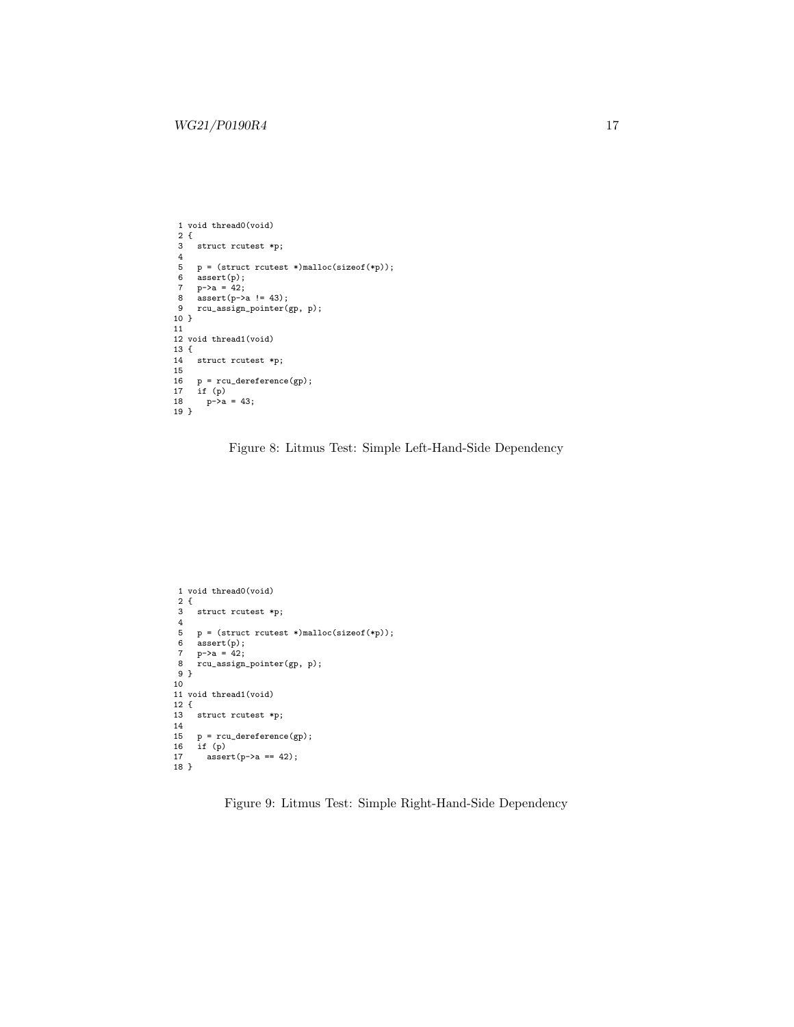```
 1 void thread0(void)
 2 {
 3   struct rcutest *p;
 4
 5   p = (struct rcutest *)malloc(sizeof(*p));
 6   assert(p);
 7   p->a = 42;
 8   assert(p->a != 43);
 9   rcu_assign_pointer(gp, p);
10 }
11
12 void thread1(void)
13 {
14   struct rcutest *p;
15
16   p = rcu_dereference(gp);
17   if (p)
18     p->a = 43;
19 }
```

Figure 8: Litmus Test: Simple Left-Hand-Side Dependency

```
 1 void thread0(void)
 2 {
 3   struct rcutest *p;
 4
 5   p = (struct rcutest *)malloc(sizeof(*p));
 6   assert(p);
 7   p->a = 42;
 8   rcu_assign_pointer(gp, p);
 9 }
10
11 void thread1(void)
12 {
13   struct rcutest *p;
14
15   p = rcu_dereference(gp);
16   if (p)
17     assert(p->a == 42);
18 }
```

Figure 9: Litmus Test: Simple Right-Hand-Side Dependency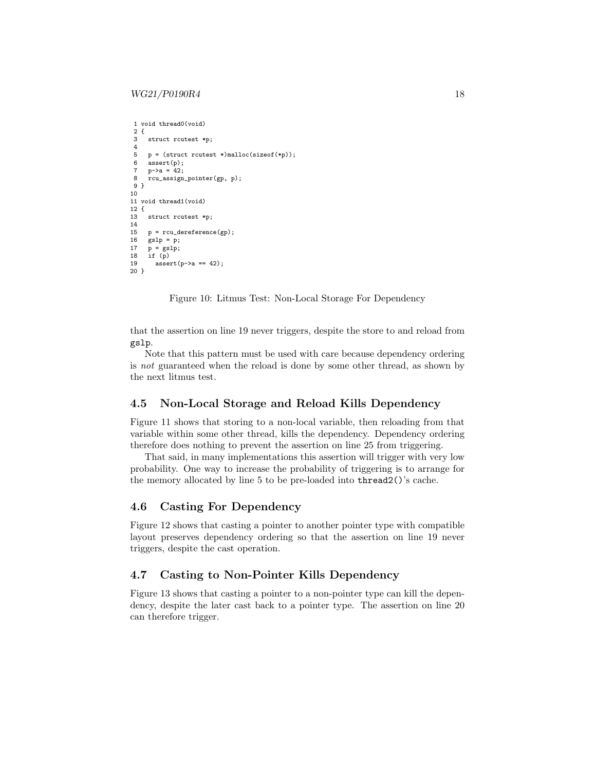```
 1 void thread0(void)
 2 {
 3   struct rcutest *p;
 4
 5   p = (struct rcutest *)malloc(sizeof(*p));
 6   assert(p);
 7   p->a = 42;
 8   rcu_assign_pointer(gp, p);
 9 }
10
11 void thread1(void)
12 {
13   struct rcutest *p;
14
15   p = rcu_dereference(gp);
16   gslp = p;
17   p = gslp;
18   if (p)
19     assert(p->a == 42);
20 }
```

Figure 10: Litmus Test: Non-Local Storage For Dependency

that the assertion on line 19 never triggers, despite the store to and reload from `gslp`.

Note that this pattern must be used with care because dependency ordering is *not* guaranteed when the reload is done by some other thread, as shown by the next litmus test.

## 4.5 Non-Local Storage and Reload Kills Dependency

Figure 11 shows that storing to a non-local variable, then reloading from that variable within some other thread, kills the dependency. Dependency ordering therefore does nothing to prevent the assertion on line 25 from triggering.

That said, in many implementations this assertion will trigger with very low probability. One way to increase the probability of triggering is to arrange for the memory allocated by line 5 to be pre-loaded into `thread2()`'s cache.

## 4.6 Casting For Dependency

Figure 12 shows that casting a pointer to another pointer type with compatible layout preserves dependency ordering so that the assertion on line 19 never triggers, despite the cast operation.

## 4.7 Casting to Non-Pointer Kills Dependency

Figure 13 shows that casting a pointer to a non-pointer type can kill the dependency, despite the later cast back to a pointer type. The assertion on line 20 can therefore trigger.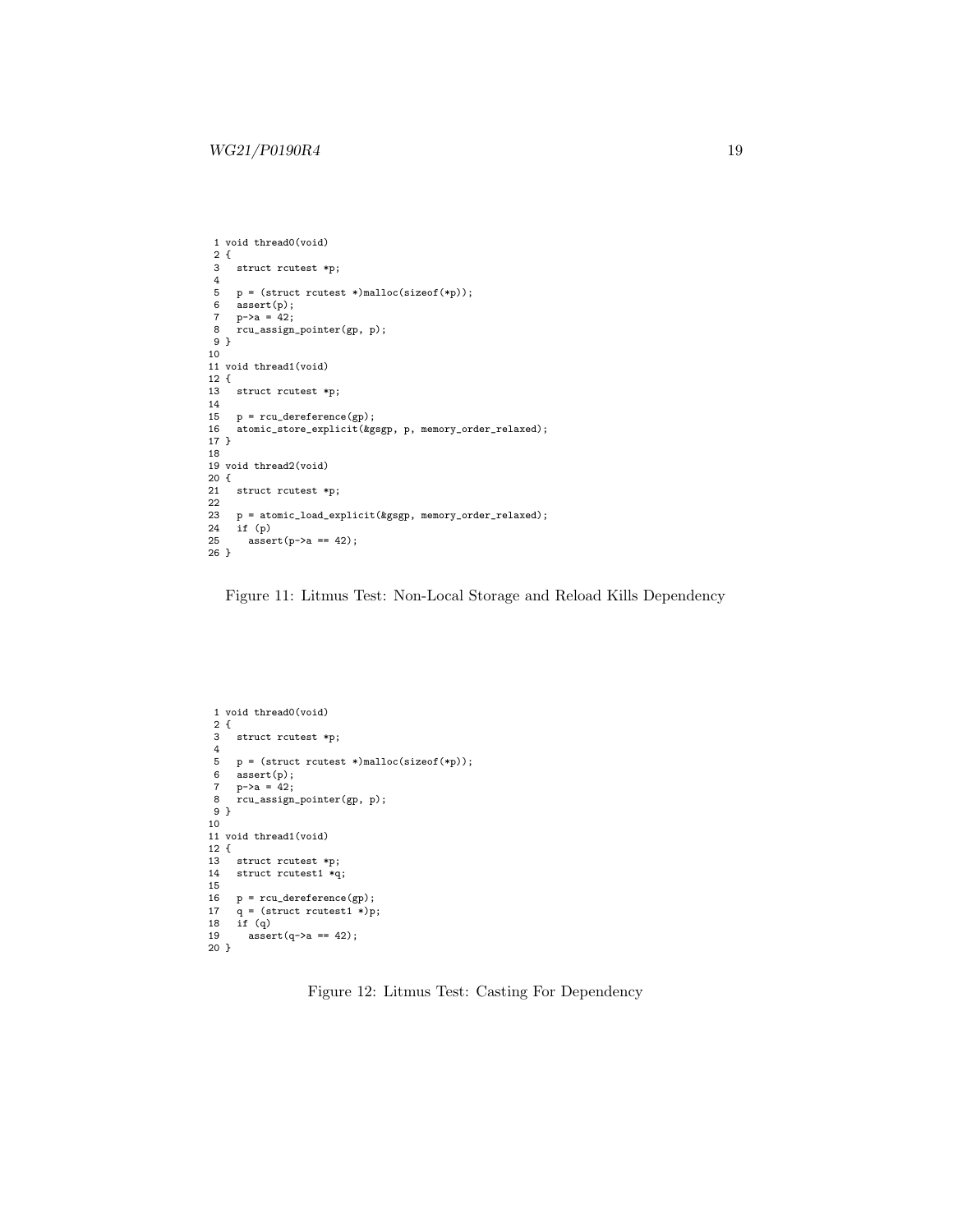```
 1 void thread0(void)
 2 {
 3   struct rcutest *p;
 4
 5   p = (struct rcutest *)malloc(sizeof(*p));
 6   assert(p);
 7   p->a = 42;
 8   rcu_assign_pointer(gp, p);
 9 }
10
11 void thread1(void)
12 {
13   struct rcutest *p;
14
15   p = rcu_dereference(gp);
16   atomic_store_explicit(&gsgp, p, memory_order_relaxed);
17 }
18
19 void thread2(void)
20 {
21   struct rcutest *p;
22
23   p = atomic_load_explicit(&gsgp, memory_order_relaxed);
24   if (p)
25     assert(p->a == 42);
26 }
```

Figure 11: Litmus Test: Non-Local Storage and Reload Kills Dependency

```
 1 void thread0(void)
 2 {
 3   struct rcutest *p;
 4
 5   p = (struct rcutest *)malloc(sizeof(*p));
 6   assert(p);
 7   p->a = 42;
 8   rcu_assign_pointer(gp, p);
 9 }
10
11 void thread1(void)
12 {
13   struct rcutest *p;
14   struct rcutest1 *q;
15
16   p = rcu_dereference(gp);
17   q = (struct rcutest1 *)p;
18   if (q)
19     assert(q->a == 42);
20 }
```

Figure 12: Litmus Test: Casting For Dependency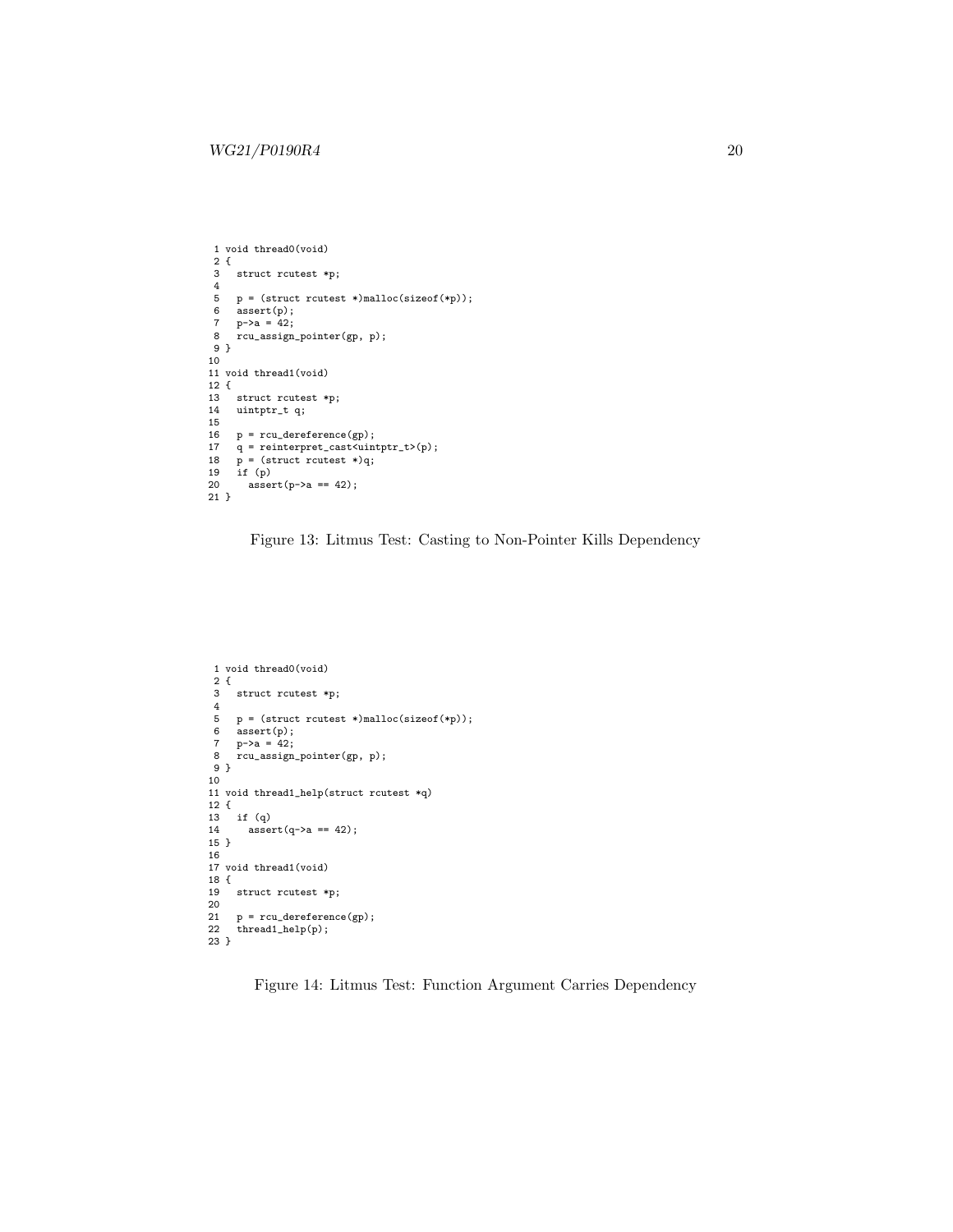```
 1 void thread0(void)
 2 {
 3   struct rcutest *p;
 4
 5   p = (struct rcutest *)malloc(sizeof(*p));
 6   assert(p);
 7   p->a = 42;
 8   rcu_assign_pointer(gp, p);
 9 }
10
11 void thread1(void)
12 {
13   struct rcutest *p;
14   uintptr_t q;
15
16   p = rcu_dereference(gp);
17   q = reinterpret_cast<uintptr_t>(p);
18   p = (struct rcutest *)q;
19   if (p)
20     assert(p->a == 42);
21 }
```

Figure 13: Litmus Test: Casting to Non-Pointer Kills Dependency

```
 1 void thread0(void)
 2 {
 3   struct rcutest *p;
 4
 5   p = (struct rcutest *)malloc(sizeof(*p));
 6   assert(p);
 7   p->a = 42;
 8   rcu_assign_pointer(gp, p);
 9 }
10
11 void thread1_help(struct rcutest *q)
12 {
13   if (q)
14     assert(q->a == 42);
15 }
16
17 void thread1(void)
18 {
19   struct rcutest *p;
20
21   p = rcu_dereference(gp);
22   thread1_help(p);
23 }
```

Figure 14: Litmus Test: Function Argument Carries Dependency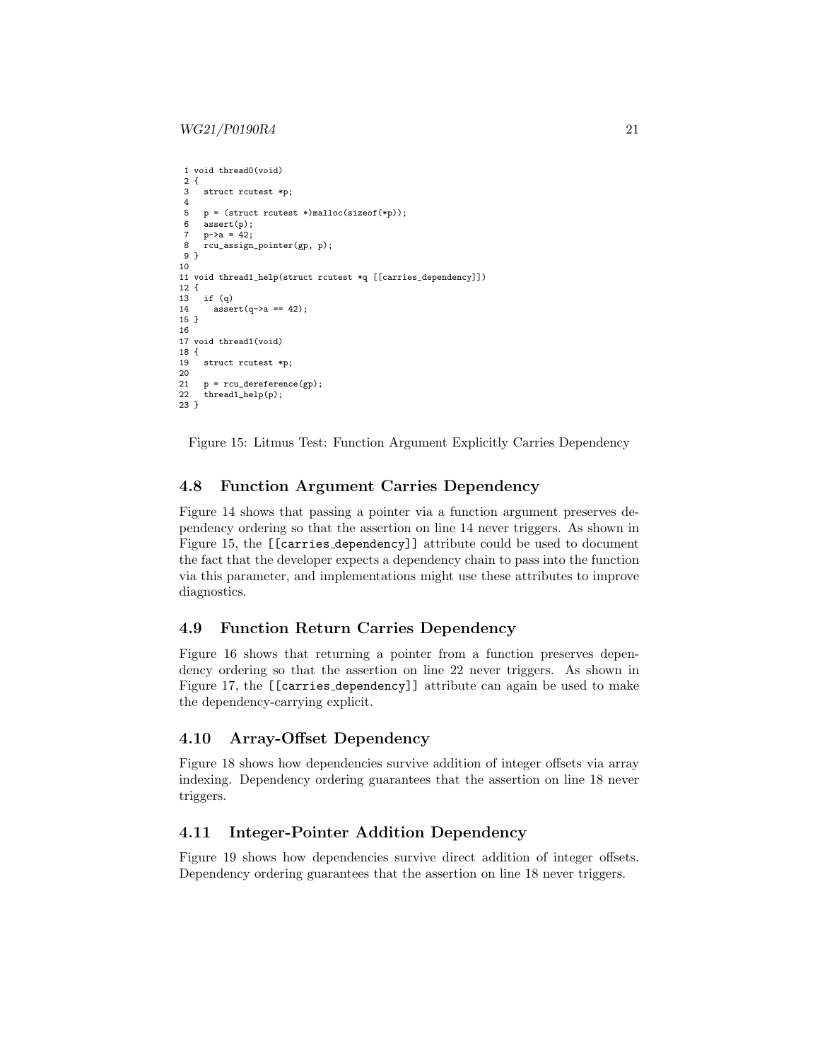```
 1 void thread0(void)
 2 {
 3   struct rcutest *p;
 4
 5   p = (struct rcutest *)malloc(sizeof(*p));
 6   assert(p);
 7   p->a = 42;
 8   rcu_assign_pointer(gp, p);
 9 }
10
11 void thread1_help(struct rcutest *q [[carries_dependency]])
12 {
13   if (q)
14     assert(q->a == 42);
15 }
16
17 void thread1(void)
18 {
19   struct rcutest *p;
20
21   p = rcu_dereference(gp);
22   thread1_help(p);
23 }
```

Figure 15: Litmus Test: Function Argument Explicitly Carries Dependency

### 4.8 Function Argument Carries Dependency

Figure 14 shows that passing a pointer via a function argument preserves dependency ordering so that the assertion on line 14 never triggers. As shown in Figure 15, the `[[carries_dependency]]` attribute could be used to document the fact that the developer expects a dependency chain to pass into the function via this parameter, and implementations might use these attributes to improve diagnostics.

### 4.9 Function Return Carries Dependency

Figure 16 shows that returning a pointer from a function preserves dependency ordering so that the assertion on line 22 never triggers. As shown in Figure 17, the `[[carries_dependency]]` attribute can again be used to make the dependency-carrying explicit.

### 4.10 Array-Offset Dependency

Figure 18 shows how dependencies survive addition of integer offsets via array indexing. Dependency ordering guarantees that the assertion on line 18 never triggers.

### 4.11 Integer-Pointer Addition Dependency

Figure 19 shows how dependencies survive direct addition of integer offsets. Dependency ordering guarantees that the assertion on line 18 never triggers.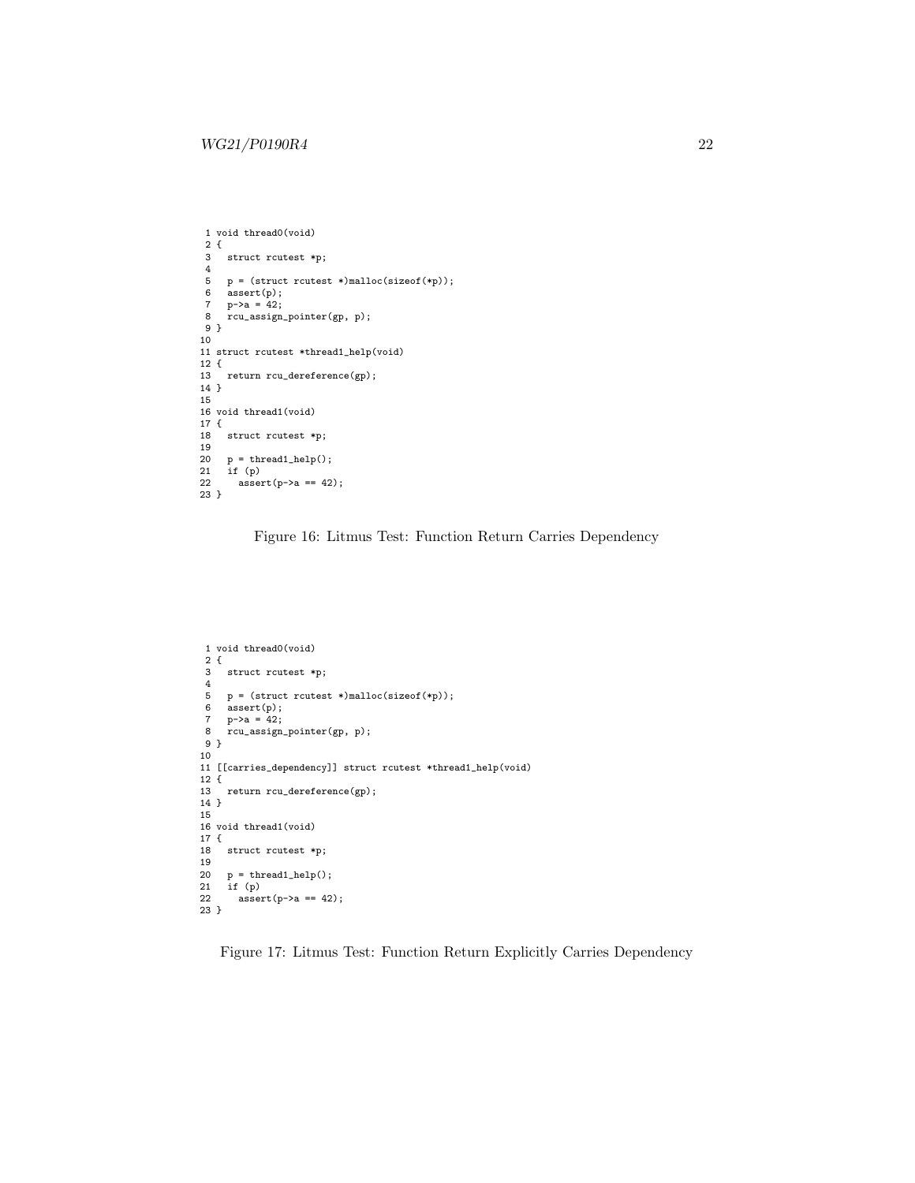```
 1 void thread0(void)
 2 {
 3   struct rcutest *p;
 4
 5   p = (struct rcutest *)malloc(sizeof(*p));
 6   assert(p);
 7   p->a = 42;
 8   rcu_assign_pointer(gp, p);
 9 }
10
11 struct rcutest *thread1_help(void)
12 {
13   return rcu_dereference(gp);
14 }
15
16 void thread1(void)
17 {
18   struct rcutest *p;
19
20   p = thread1_help();
21   if (p)
22     assert(p->a == 42);
23 }
```

Figure 16: Litmus Test: Function Return Carries Dependency

```
 1 void thread0(void)
 2 {
 3   struct rcutest *p;
 4
 5   p = (struct rcutest *)malloc(sizeof(*p));
 6   assert(p);
 7   p->a = 42;
 8   rcu_assign_pointer(gp, p);
 9 }
10
11 [[carries_dependency]] struct rcutest *thread1_help(void)
12 {
13   return rcu_dereference(gp);
14 }
15
16 void thread1(void)
17 {
18   struct rcutest *p;
19
20   p = thread1_help();
21   if (p)
22     assert(p->a == 42);
23 }
```

Figure 17: Litmus Test: Function Return Explicitly Carries Dependency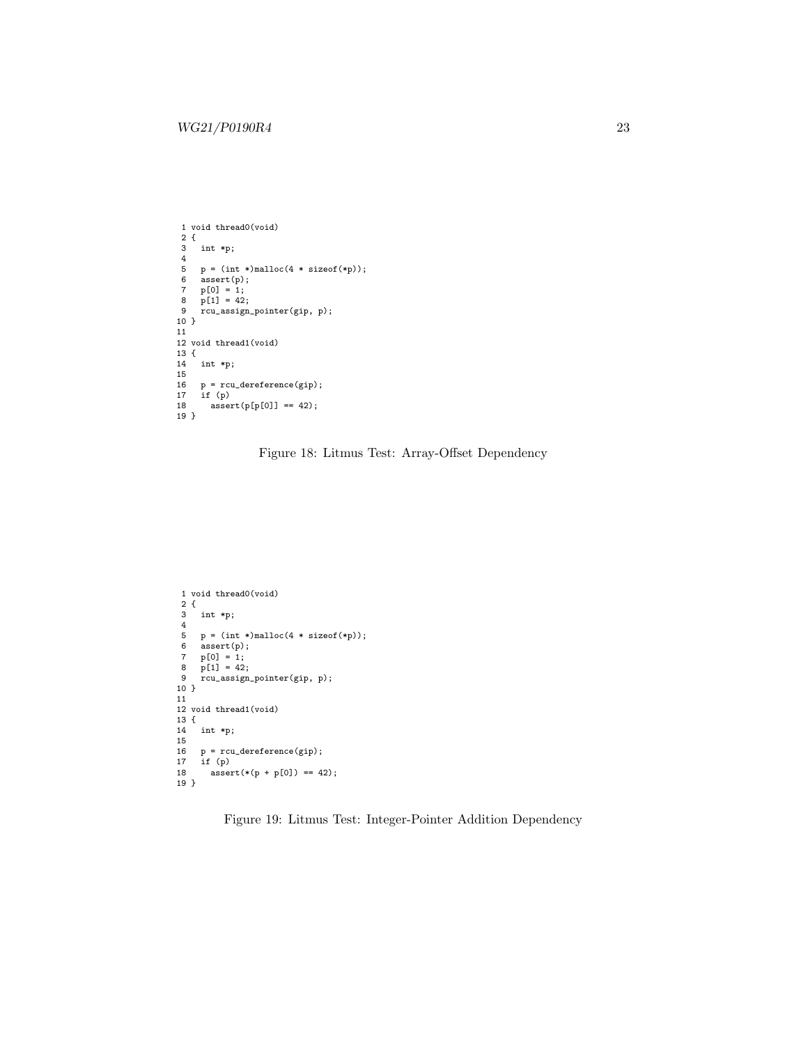```
 1 void thread0(void)
 2 {
 3   int *p;
 4
 5   p = (int *)malloc(4 * sizeof(*p));
 6   assert(p);
 7   p[0] = 1;
 8   p[1] = 42;
 9   rcu_assign_pointer(gip, p);
10 }
11
12 void thread1(void)
13 {
14   int *p;
15
16   p = rcu_dereference(gip);
17   if (p)
18     assert(p[p[0]] == 42);
19 }
```

Figure 18: Litmus Test: Array-Offset Dependency

```
 1 void thread0(void)
 2 {
 3   int *p;
 4
 5   p = (int *)malloc(4 * sizeof(*p));
 6   assert(p);
 7   p[0] = 1;
 8   p[1] = 42;
 9   rcu_assign_pointer(gip, p);
10 }
11
12 void thread1(void)
13 {
14   int *p;
15
16   p = rcu_dereference(gip);
17   if (p)
18     assert(*(p + p[0]) == 42);
19 }
```

Figure 19: Litmus Test: Integer-Pointer Addition Dependency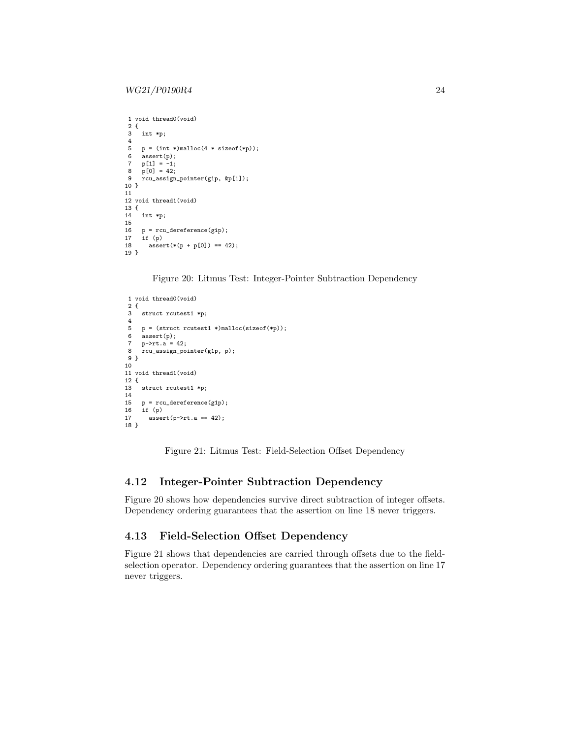```
 1 void thread0(void)
 2 {
 3   int *p;
 4
 5   p = (int *)malloc(4 * sizeof(*p));
 6   assert(p);
 7   p[1] = -1;
 8   p[0] = 42;
 9   rcu_assign_pointer(gip, &p[1]);
10 }
11
12 void thread1(void)
13 {
14   int *p;
15
16   p = rcu_dereference(gip);
17   if (p)
18     assert(*(p + p[0]) == 42);
19 }
```

Figure 20: Litmus Test: Integer-Pointer Subtraction Dependency

```
 1 void thread0(void)
 2 {
 3   struct rcutest1 *p;
 4
 5   p = (struct rcutest1 *)malloc(sizeof(*p));
 6   assert(p);
 7   p->rt.a = 42;
 8   rcu_assign_pointer(g1p, p);
 9 }
10
11 void thread1(void)
12 {
13   struct rcutest1 *p;
14
15   p = rcu_dereference(g1p);
16   if (p)
17     assert(p->rt.a == 42);
18 }
```

Figure 21: Litmus Test: Field-Selection Offset Dependency

## 4.12 Integer-Pointer Subtraction Dependency

Figure 20 shows how dependencies survive direct subtraction of integer offsets. Dependency ordering guarantees that the assertion on line 18 never triggers.

## 4.13 Field-Selection Offset Dependency

Figure 21 shows that dependencies are carried through offsets due to the field-selection operator. Dependency ordering guarantees that the assertion on line 17 never triggers.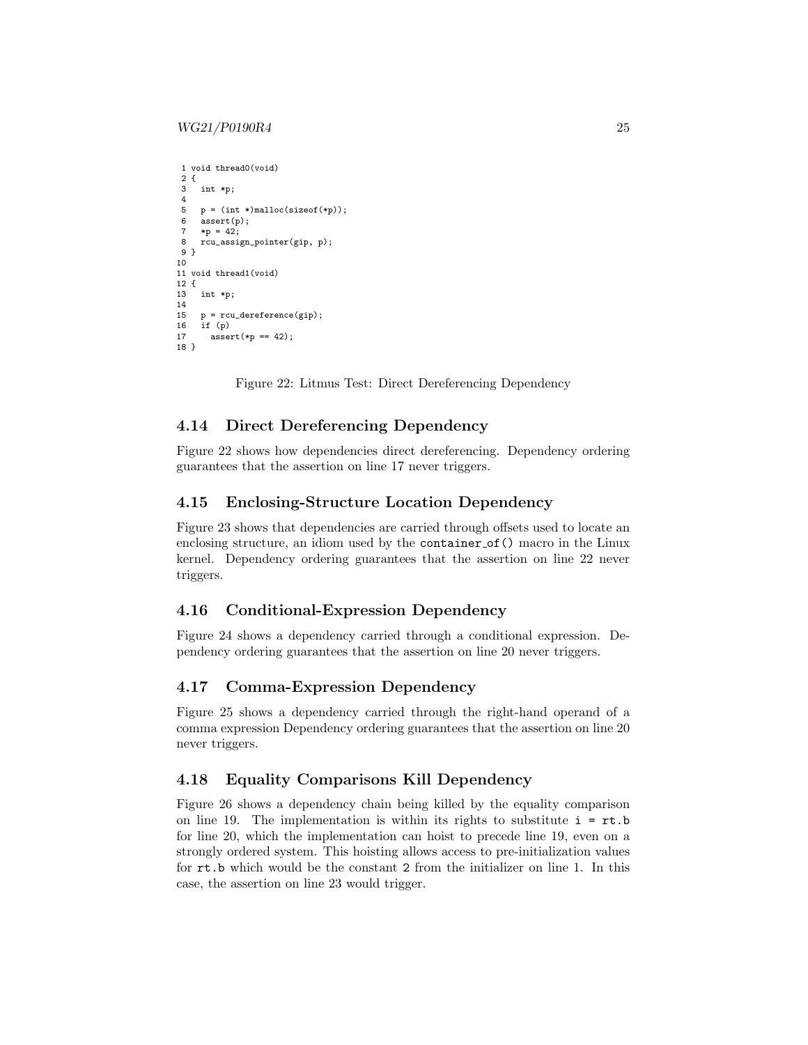```
 1 void thread0(void)
 2 {
 3   int *p;
 4
 5   p = (int *)malloc(sizeof(*p));
 6   assert(p);
 7   *p = 42;
 8   rcu_assign_pointer(gip, p);
 9 }
10
11 void thread1(void)
12 {
13   int *p;
14
15   p = rcu_dereference(gip);
16   if (p)
17     assert(*p == 42);
18 }
```

Figure 22: Litmus Test: Direct Dereferencing Dependency

### 4.14 Direct Dereferencing Dependency

Figure 22 shows how dependencies direct dereferencing. Dependency ordering guarantees that the assertion on line 17 never triggers.

### 4.15 Enclosing-Structure Location Dependency

Figure 23 shows that dependencies are carried through offsets used to locate an enclosing structure, an idiom used by the `container_of()` macro in the Linux kernel. Dependency ordering guarantees that the assertion on line 22 never triggers.

### 4.16 Conditional-Expression Dependency

Figure 24 shows a dependency carried through a conditional expression. Dependency ordering guarantees that the assertion on line 20 never triggers.

### 4.17 Comma-Expression Dependency

Figure 25 shows a dependency carried through the right-hand operand of a comma expression Dependency ordering guarantees that the assertion on line 20 never triggers.

### 4.18 Equality Comparisons Kill Dependency

Figure 26 shows a dependency chain being killed by the equality comparison on line 19. The implementation is within its rights to substitute `i = rt.b` for line 20, which the implementation can hoist to precede line 19, even on a strongly ordered system. This hoisting allows access to pre-initialization values for `rt.b` which would be the constant `2` from the initializer on line 1. In this case, the assertion on line 23 would trigger.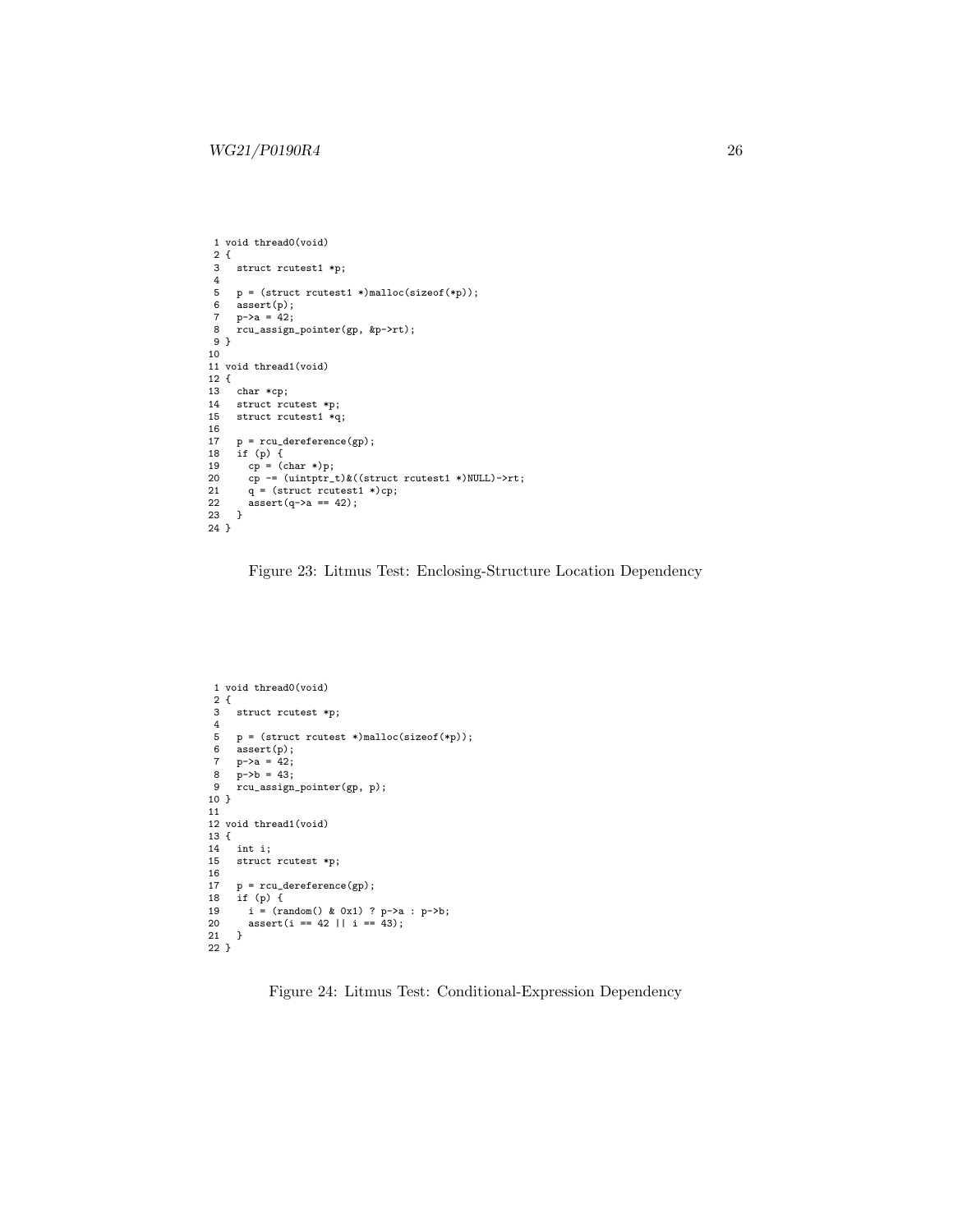```
 1 void thread0(void)
 2 {
 3   struct rcutest1 *p;
 4
 5   p = (struct rcutest1 *)malloc(sizeof(*p));
 6   assert(p);
 7   p->a = 42;
 8   rcu_assign_pointer(gp, &p->rt);
 9 }
10
11 void thread1(void)
12 {
13   char *cp;
14   struct rcutest *p;
15   struct rcutest1 *q;
16
17   p = rcu_dereference(gp);
18   if (p) {
19     cp = (char *)p;
20     cp -= (uintptr_t)&((struct rcutest1 *)NULL)->rt;
21     q = (struct rcutest1 *)cp;
22     assert(q->a == 42);
23   }
24 }
```

Figure 23: Litmus Test: Enclosing-Structure Location Dependency

```
 1 void thread0(void)
 2 {
 3   struct rcutest *p;
 4
 5   p = (struct rcutest *)malloc(sizeof(*p));
 6   assert(p);
 7   p->a = 42;
 8   p->b = 43;
 9   rcu_assign_pointer(gp, p);
10 }
11
12 void thread1(void)
13 {
14   int i;
15   struct rcutest *p;
16
17   p = rcu_dereference(gp);
18   if (p) {
19     i = (random() & 0x1) ? p->a : p->b;
20     assert(i == 42 || i == 43);
21   }
22 }
```

Figure 24: Litmus Test: Conditional-Expression Dependency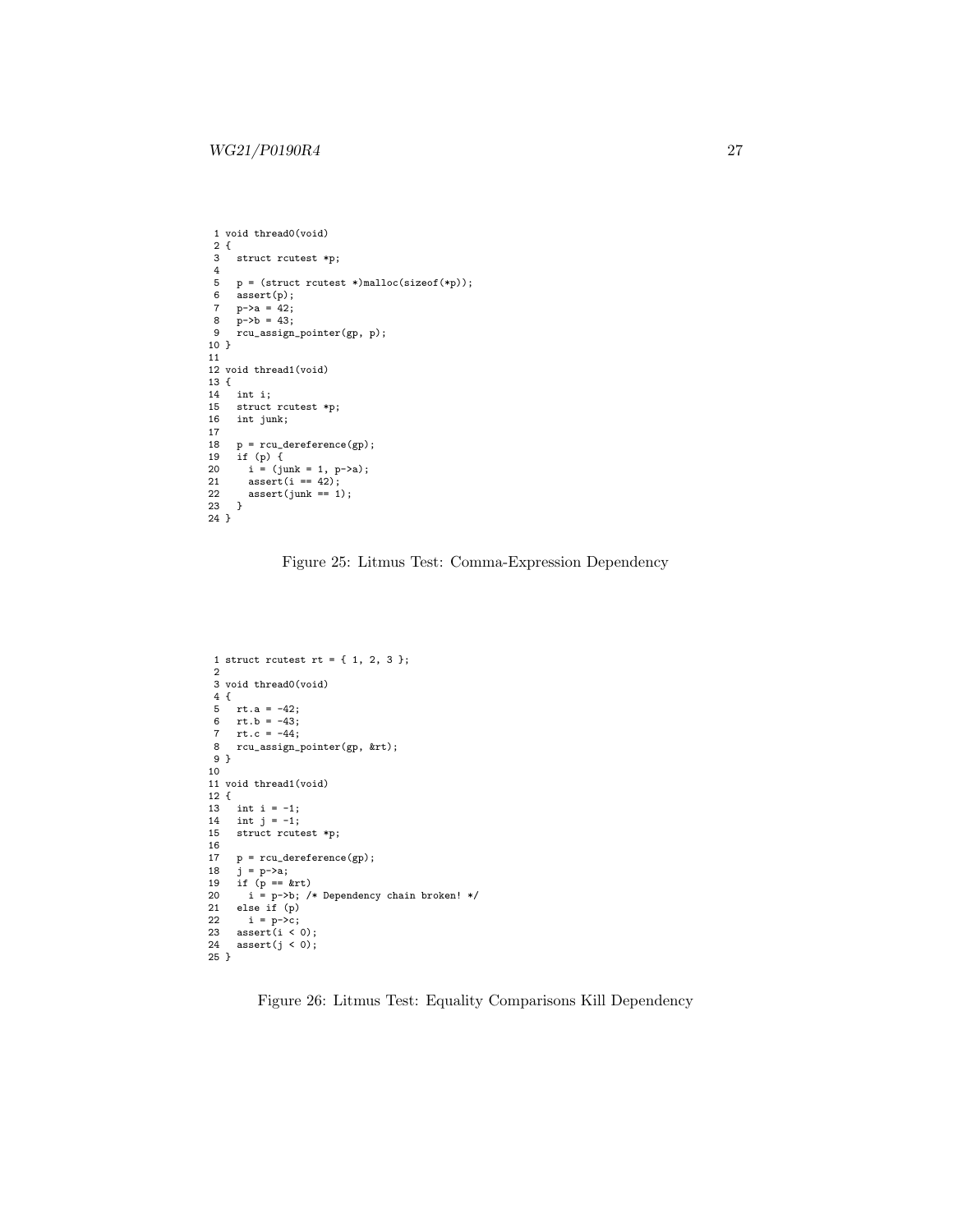```
 1 void thread0(void)
 2 {
 3   struct rcutest *p;
 4
 5   p = (struct rcutest *)malloc(sizeof(*p));
 6   assert(p);
 7   p->a = 42;
 8   p->b = 43;
 9   rcu_assign_pointer(gp, p);
10 }
11
12 void thread1(void)
13 {
14   int i;
15   struct rcutest *p;
16   int junk;
17
18   p = rcu_dereference(gp);
19   if (p) {
20     i = (junk = 1, p->a);
21     assert(i == 42);
22     assert(junk == 1);
23   }
24 }
```

Figure 25: Litmus Test: Comma-Expression Dependency

```
 1 struct rcutest rt = { 1, 2, 3 };
 2
 3 void thread0(void)
 4 {
 5   rt.a = -42;
 6   rt.b = -43;
 7   rt.c = -44;
 8   rcu_assign_pointer(gp, &rt);
 9 }
10
11 void thread1(void)
12 {
13   int i = -1;
14   int j = -1;
15   struct rcutest *p;
16
17   p = rcu_dereference(gp);
18   j = p->a;
19   if (p == &rt)
20     i = p->b; /* Dependency chain broken! */
21   else if (p)
22     i = p->c;
23   assert(i < 0);
24   assert(j < 0);
25 }
```

Figure 26: Litmus Test: Equality Comparisons Kill Dependency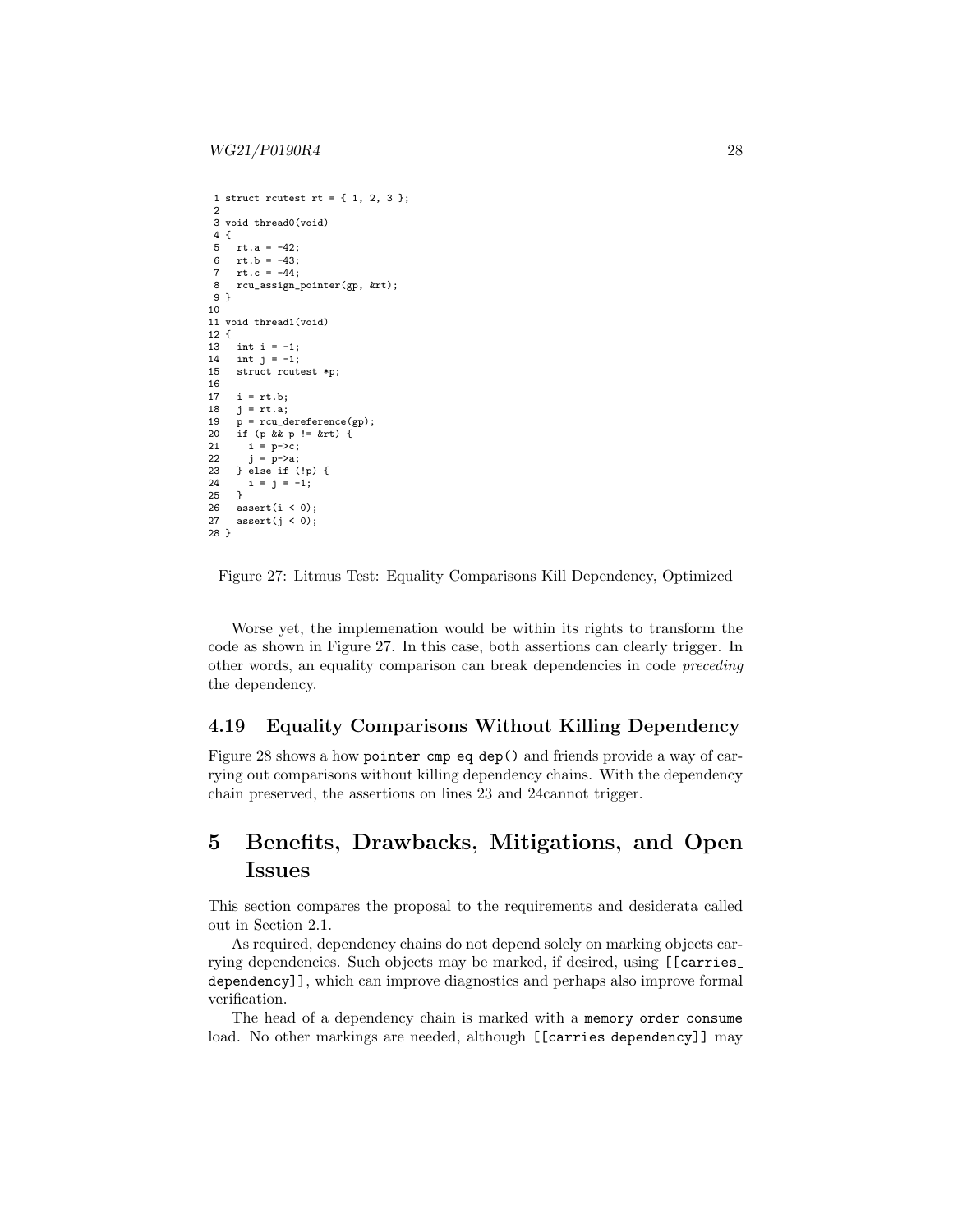```
 1 struct rcutest rt = { 1, 2, 3 };
 2
 3 void thread0(void)
 4 {
 5   rt.a = -42;
 6   rt.b = -43;
 7   rt.c = -44;
 8   rcu_assign_pointer(gp, &rt);
 9 }
10
11 void thread1(void)
12 {
13   int i = -1;
14   int j = -1;
15   struct rcutest *p;
16
17   i = rt.b;
18   j = rt.a;
19   p = rcu_dereference(gp);
20   if (p && p != &rt) {
21     i = p->c;
22     j = p->a;
23   } else if (!p) {
24     i = j = -1;
25   }
26   assert(i < 0);
27   assert(j < 0);
28 }
```

Figure 27: Litmus Test: Equality Comparisons Kill Dependency, Optimized

Worse yet, the implemenation would be within its rights to transform the code as shown in Figure 27. In this case, both assertions can clearly trigger. In other words, an equality comparison can break dependencies in code *preceding* the dependency.

### 4.19 Equality Comparisons Without Killing Dependency

Figure 28 shows a how `pointer_cmp_eq_dep()` and friends provide a way of carrying out comparisons without killing dependency chains. With the dependency chain preserved, the assertions on lines 23 and 24cannot trigger.

## 5 Benefits, Drawbacks, Mitigations, and Open Issues

This section compares the proposal to the requirements and desiderata called out in Section 2.1.

As required, dependency chains do not depend solely on marking objects carrying dependencies. Such objects may be marked, if desired, using `[[carries_dependency]]`, which can improve diagnostics and perhaps also improve formal verification.

The head of a dependency chain is marked with a `memory_order_consume` load. No other markings are needed, although `[[carries_dependency]]` may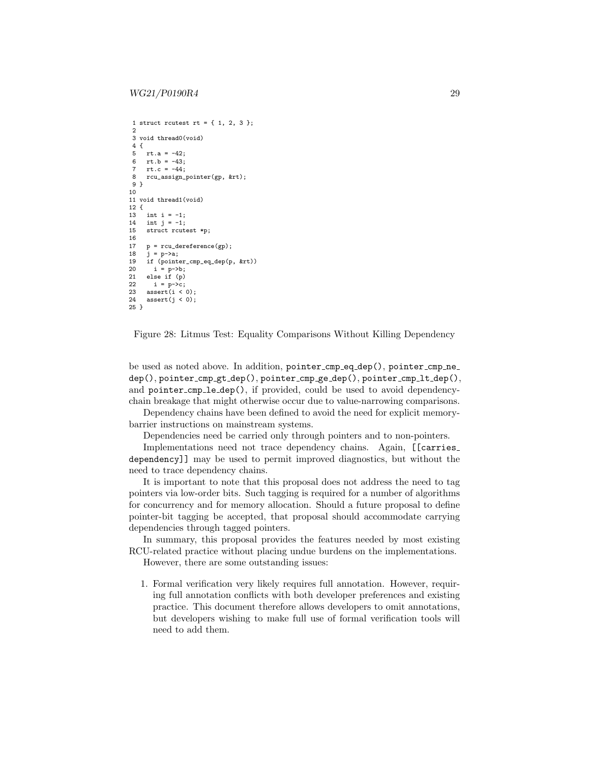```
 1 struct rcutest rt = { 1, 2, 3 };
 2
 3 void thread0(void)
 4 {
 5   rt.a = -42;
 6   rt.b = -43;
 7   rt.c = -44;
 8   rcu_assign_pointer(gp, &rt);
 9 }
10
11 void thread1(void)
12 {
13   int i = -1;
14   int j = -1;
15   struct rcutest *p;
16
17   p = rcu_dereference(gp);
18   j = p->a;
19   if (pointer_cmp_eq_dep(p, &rt))
20     i = p->b;
21   else if (p)
22     i = p->c;
23   assert(i < 0);
24   assert(j < 0);
25 }
```

Figure 28: Litmus Test: Equality Comparisons Without Killing Dependency

be used as noted above. In addition, `pointer_cmp_eq_dep()`, `pointer_cmp_ne_dep()`, `pointer_cmp_gt_dep()`, `pointer_cmp_ge_dep()`, `pointer_cmp_lt_dep()`, and `pointer_cmp_le_dep()`, if provided, could be used to avoid dependency-chain breakage that might otherwise occur due to value-narrowing comparisons.

Dependency chains have been defined to avoid the need for explicit memory-barrier instructions on mainstream systems.

Dependencies need be carried only through pointers and to non-pointers.

Implementations need not trace dependency chains. Again, `[[carries_dependency]]` may be used to permit improved diagnostics, but without the need to trace dependency chains.

It is important to note that this proposal does not address the need to tag pointers via low-order bits. Such tagging is required for a number of algorithms for concurrency and for memory allocation. Should a future proposal to define pointer-bit tagging be accepted, that proposal should accommodate carrying dependencies through tagged pointers.

In summary, this proposal provides the features needed by most existing RCU-related practice without placing undue burdens on the implementations.

However, there are some outstanding issues:

1. Formal verification very likely requires full annotation. However, requiring full annotation conflicts with both developer preferences and existing practice. This document therefore allows developers to omit annotations, but developers wishing to make full use of formal verification tools will need to add them.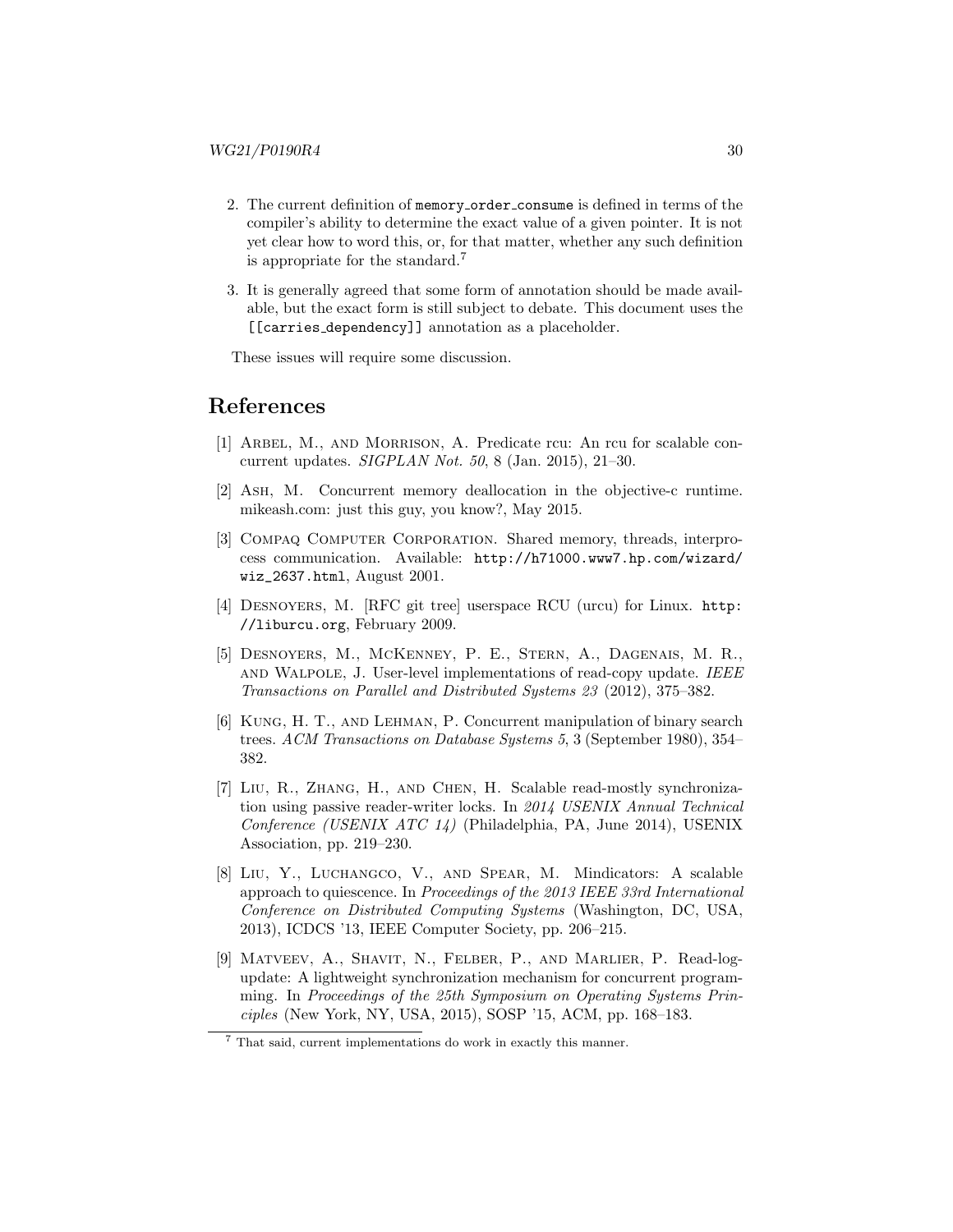2. The current definition of memory_order_consume is defined in terms of the compiler's ability to determine the exact value of a given pointer. It is not yet clear how to word this, or, for that matter, whether any such definition is appropriate for the standard.[7]

3. It is generally agreed that some form of annotation should be made available, but the exact form is still subject to debate. This document uses the [[carries_dependency]] annotation as a placeholder.

These issues will require some discussion.

# References

[1] Arbel, M., and Morrison, A. Predicate rcu: An rcu for scalable concurrent updates. *SIGPLAN Not. 50*, 8 (Jan. 2015), 21–30.

[2] Ash, M. Concurrent memory deallocation in the objective-c runtime. mikeash.com: just this guy, you know?, May 2015.

[3] Compaq Computer Corporation. Shared memory, threads, interprocess communication. Available: `http://h71000.www7.hp.com/wizard/wiz_2637.html`, August 2001.

[4] Desnoyers, M. [RFC git tree] userspace RCU (urcu) for Linux. `http://liburcu.org`, February 2009.

[5] Desnoyers, M., McKenney, P. E., Stern, A., Dagenais, M. R., and Walpole, J. User-level implementations of read-copy update. *IEEE Transactions on Parallel and Distributed Systems 23* (2012), 375–382.

[6] Kung, H. T., and Lehman, P. Concurrent manipulation of binary search trees. *ACM Transactions on Database Systems 5*, 3 (September 1980), 354–382.

[7] Liu, R., Zhang, H., and Chen, H. Scalable read-mostly synchronization using passive reader-writer locks. In *2014 USENIX Annual Technical Conference (USENIX ATC 14)* (Philadelphia, PA, June 2014), USENIX Association, pp. 219–230.

[8] Liu, Y., Luchangco, V., and Spear, M. Mindicators: A scalable approach to quiescence. In *Proceedings of the 2013 IEEE 33rd International Conference on Distributed Computing Systems* (Washington, DC, USA, 2013), ICDCS '13, IEEE Computer Society, pp. 206–215.

[9] Matveev, A., Shavit, N., Felber, P., and Marlier, P. Read-log-update: A lightweight synchronization mechanism for concurrent programming. In *Proceedings of the 25th Symposium on Operating Systems Principles* (New York, NY, USA, 2015), SOSP '15, ACM, pp. 168–183.

[7] That said, current implementations do work in exactly this manner.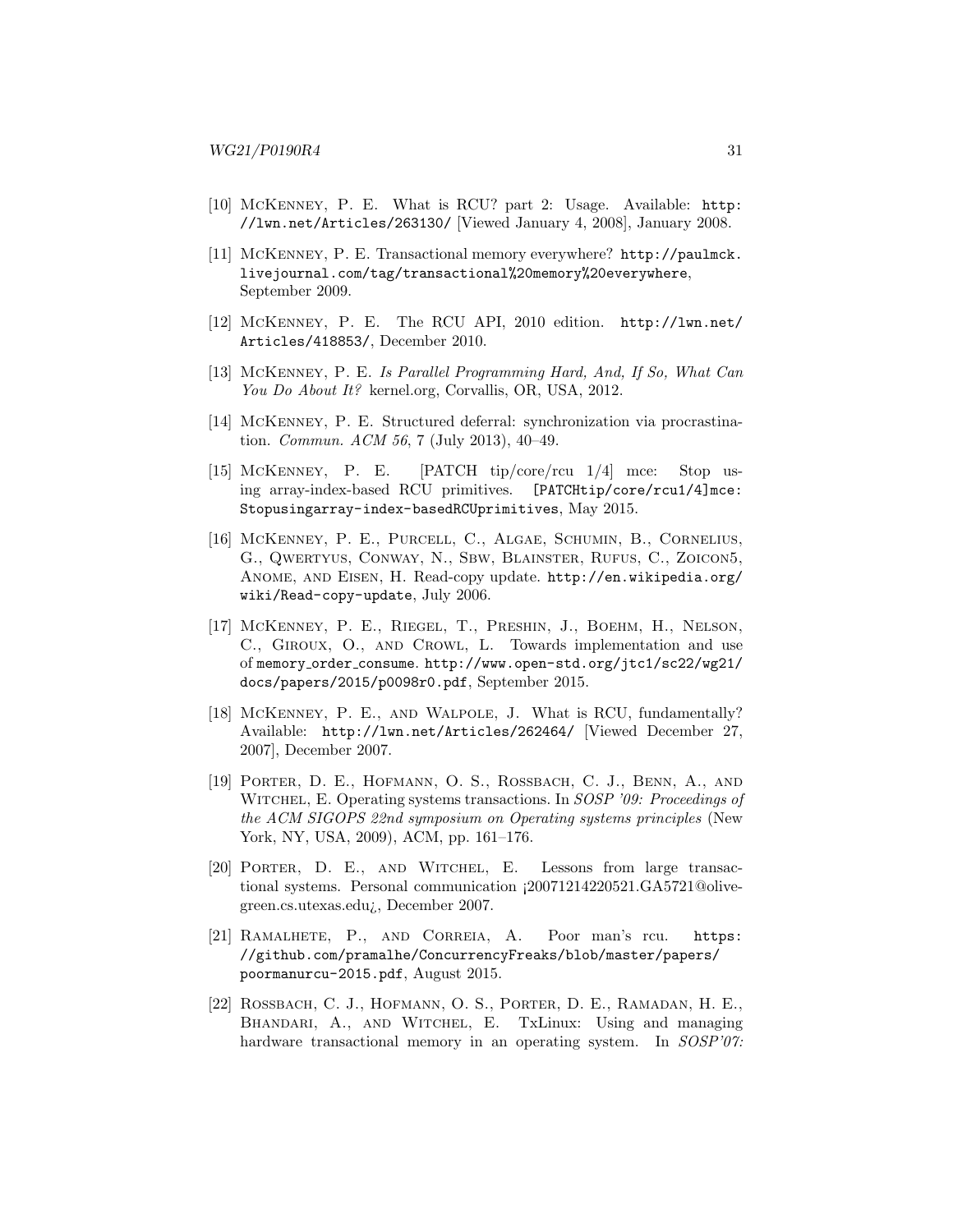[10] McKenney, P. E. What is RCU? part 2: Usage. Available: http://lwn.net/Articles/263130/ [Viewed January 4, 2008], January 2008.

[11] McKenney, P. E. Transactional memory everywhere? http://paulmck.livejournal.com/tag/transactional%20memory%20everywhere, September 2009.

[12] McKenney, P. E. The RCU API, 2010 edition. http://lwn.net/Articles/418853/, December 2010.

[13] McKenney, P. E. *Is Parallel Programming Hard, And, If So, What Can You Do About It?* kernel.org, Corvallis, OR, USA, 2012.

[14] McKenney, P. E. Structured deferral: synchronization via procrastination. *Commun. ACM 56*, 7 (July 2013), 40–49.

[15] McKenney, P. E. [PATCH tip/core/rcu 1/4] mce: Stop using array-index-based RCU primitives. [PATCHtip/core/rcu1/4]mce:Stopusingarray-index-basedRCUprimitives, May 2015.

[16] McKenney, P. E., Purcell, C., Algae, Schumin, B., Cornelius, G., Qwertyus, Conway, N., Sbw, Blainster, Rufus, C., Zoicon5, Anome, and Eisen, H. Read-copy update. http://en.wikipedia.org/wiki/Read-copy-update, July 2006.

[17] McKenney, P. E., Riegel, T., Preshin, J., Boehm, H., Nelson, C., Giroux, O., and Crowl, L. Towards implementation and use of memory_order_consume. http://www.open-std.org/jtc1/sc22/wg21/docs/papers/2015/p0098r0.pdf, September 2015.

[18] McKenney, P. E., and Walpole, J. What is RCU, fundamentally? Available: http://lwn.net/Articles/262464/ [Viewed December 27, 2007], December 2007.

[19] Porter, D. E., Hofmann, O. S., Rossbach, C. J., Benn, A., and Witchel, E. Operating systems transactions. In *SOSP '09: Proceedings of the ACM SIGOPS 22nd symposium on Operating systems principles* (New York, NY, USA, 2009), ACM, pp. 161–176.

[20] Porter, D. E., and Witchel, E. Lessons from large transactional systems. Personal communication ¡20071214220521.GA5721@olive-green.cs.utexas.edu¿, December 2007.

[21] Ramalhete, P., and Correia, A. Poor man's rcu. https://github.com/pramalhe/ConcurrencyFreaks/blob/master/papers/poormanurcu-2015.pdf, August 2015.

[22] Rossbach, C. J., Hofmann, O. S., Porter, D. E., Ramadan, H. E., Bhandari, A., and Witchel, E. TxLinux: Using and managing hardware transactional memory in an operating system. In *SOSP'07:*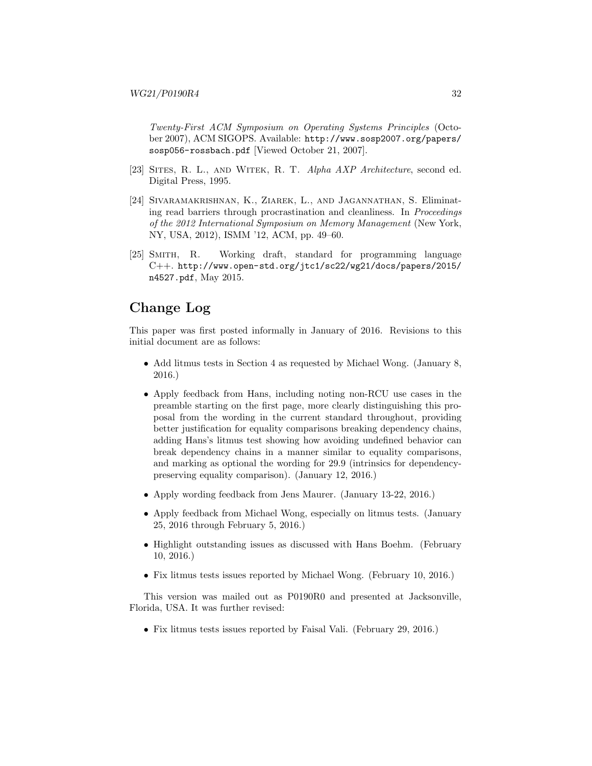*Twenty-First ACM Symposium on Operating Systems Principles* (October 2007), ACM SIGOPS. Available: http://www.sosp2007.org/papers/sosp056-rossbach.pdf [Viewed October 21, 2007].

[23] Sites, R. L., and Witek, R. T. *Alpha AXP Architecture*, second ed. Digital Press, 1995.

[24] Sivaramakrishnan, K., Ziarek, L., and Jagannathan, S. Eliminating read barriers through procrastination and cleanliness. In *Proceedings of the 2012 International Symposium on Memory Management* (New York, NY, USA, 2012), ISMM '12, ACM, pp. 49–60.

[25] Smith, R. Working draft, standard for programming language C++. http://www.open-std.org/jtc1/sc22/wg21/docs/papers/2015/n4527.pdf, May 2015.

## Change Log

This paper was first posted informally in January of 2016. Revisions to this initial document are as follows:

- Add litmus tests in Section 4 as requested by Michael Wong. (January 8, 2016.)
- Apply feedback from Hans, including noting non-RCU use cases in the preamble starting on the first page, more clearly distinguishing this proposal from the wording in the current standard throughout, providing better justification for equality comparisons breaking dependency chains, adding Hans's litmus test showing how avoiding undefined behavior can break dependency chains in a manner similar to equality comparisons, and marking as optional the wording for 29.9 (intrinsics for dependency-preserving equality comparison). (January 12, 2016.)
- Apply wording feedback from Jens Maurer. (January 13-22, 2016.)
- Apply feedback from Michael Wong, especially on litmus tests. (January 25, 2016 through February 5, 2016.)
- Highlight outstanding issues as discussed with Hans Boehm. (February 10, 2016.)
- Fix litmus tests issues reported by Michael Wong. (February 10, 2016.)

This version was mailed out as P0190R0 and presented at Jacksonville, Florida, USA. It was further revised:

- Fix litmus tests issues reported by Faisal Vali. (February 29, 2016.)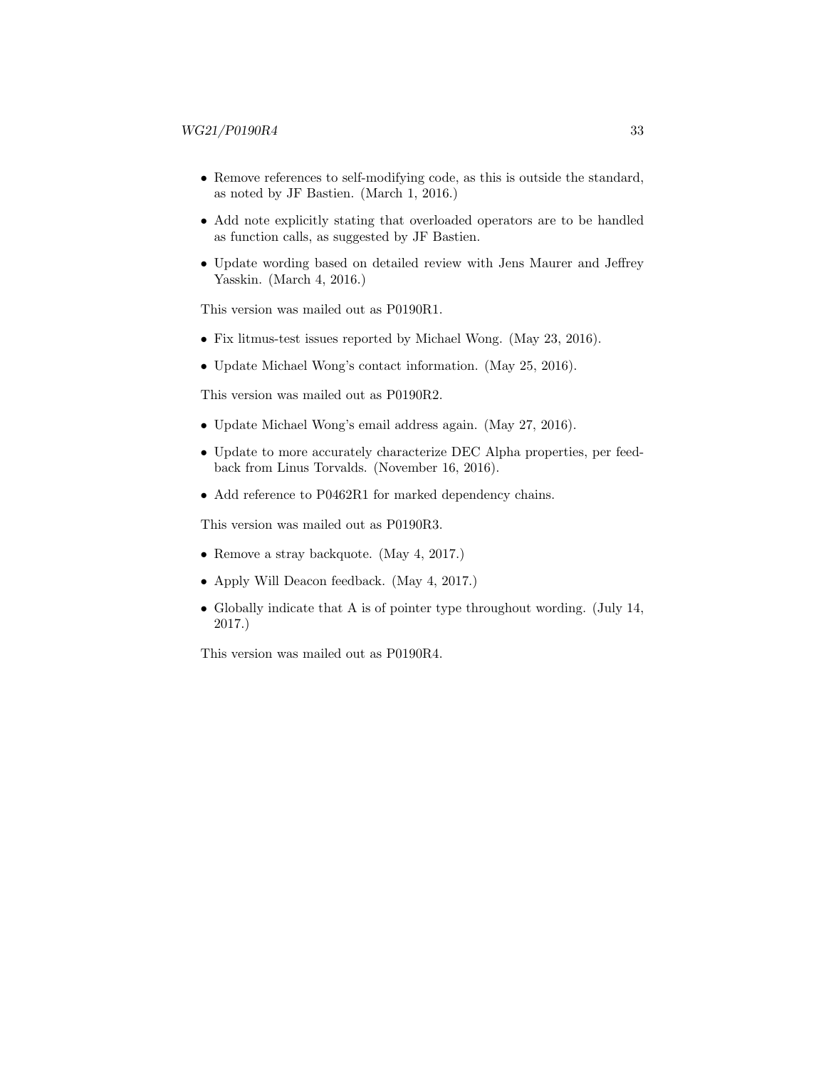- Remove references to self-modifying code, as this is outside the standard, as noted by JF Bastien. (March 1, 2016.)
- Add note explicitly stating that overloaded operators are to be handled as function calls, as suggested by JF Bastien.
- Update wording based on detailed review with Jens Maurer and Jeffrey Yasskin. (March 4, 2016.)

This version was mailed out as P0190R1.

- Fix litmus-test issues reported by Michael Wong. (May 23, 2016).
- Update Michael Wong's contact information. (May 25, 2016).

This version was mailed out as P0190R2.

- Update Michael Wong's email address again. (May 27, 2016).
- Update to more accurately characterize DEC Alpha properties, per feedback from Linus Torvalds. (November 16, 2016).
- Add reference to P0462R1 for marked dependency chains.

This version was mailed out as P0190R3.

- Remove a stray backquote. (May 4, 2017.)
- Apply Will Deacon feedback. (May 4, 2017.)
- Globally indicate that A is of pointer type throughout wording. (July 14, 2017.)

This version was mailed out as P0190R4.